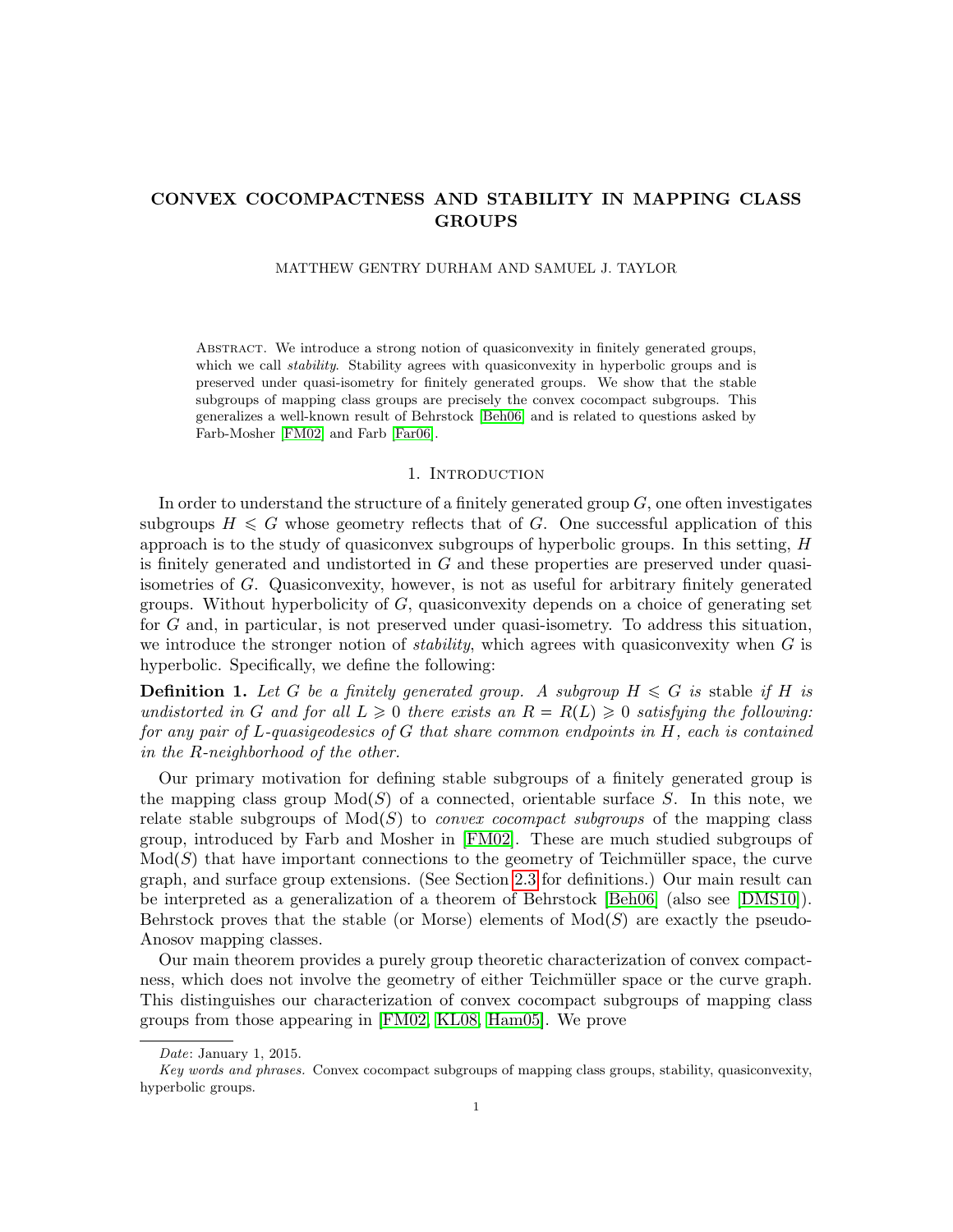# CONVEX COCOMPACTNESS AND STABILITY IN MAPPING CLASS GROUPS

MATTHEW GENTRY DURHAM AND SAMUEL J. TAYLOR

Abstract. We introduce a strong notion of quasiconvexity in finitely generated groups, which we call *stability*. Stability agrees with quasiconvexity in hyperbolic groups and is preserved under quasi-isometry for finitely generated groups. We show that the stable subgroups of mapping class groups are precisely the convex cocompact subgroups. This generalizes a well-known result of Behrstock [Beh06] and is related to questions asked by Farb-Mosher [FM02] and Farb [Far06].

## 1. Introduction

In order to understand the structure of a finitely generated group $G$, one often investigates subgroups $H \leqslant G$ whose geometry reflects that of $G$. One successful application of this approach is to the study of quasiconvex subgroups of hyperbolic groups. In this setting, $H$ is finitely generated and undistorted in $G$ and these properties are preserved under quasi-isometries of $G$. Quasiconvexity, however, is not as useful for arbitrary finitely generated groups. Without hyperbolicity of $G$, quasiconvexity depends on a choice of generating set for $G$ and, in particular, is not preserved under quasi-isometry. To address this situation, we introduce the stronger notion of *stability*, which agrees with quasiconvexity when $G$ is hyperbolic. Specifically, we define the following:

**Definition 1.** *Let $G$ be a finitely generated group. A subgroup $H \leqslant G$ is* stable *if $H$ is undistorted in $G$ and for all $L \geqslant 0$ there exists an $R = R(L) \geqslant 0$ satisfying the following: for any pair of $L$-quasigeodesics of $G$ that share common endpoints in $H$, each is contained in the $R$-neighborhood of the other.*

Our primary motivation for defining stable subgroups of a finitely generated group is the mapping class group $\mathrm{Mod}(S)$ of a connected, orientable surface $S$. In this note, we relate stable subgroups of $\mathrm{Mod}(S)$ to *convex cocompact subgroups* of the mapping class group, introduced by Farb and Mosher in [FM02]. These are much studied subgroups of $\mathrm{Mod}(S)$ that have important connections to the geometry of Teichmüller space, the curve graph, and surface group extensions. (See Section 2.3 for definitions.) Our main result can be interpreted as a generalization of a theorem of Behrstock [Beh06] (also see [DMS10]). Behrstock proves that the stable (or Morse) elements of $\mathrm{Mod}(S)$ are exactly the pseudo-Anosov mapping classes.

Our main theorem provides a purely group theoretic characterization of convex compactness, which does not involve the geometry of either Teichmüller space or the curve graph. This distinguishes our characterization of convex cocompact subgroups of mapping class groups from those appearing in [FM02, KL08, Ham05]. We prove

---

*Date*: January 1, 2015.

*Key words and phrases.* Convex cocompact subgroups of mapping class groups, stability, quasiconvexity, hyperbolic groups.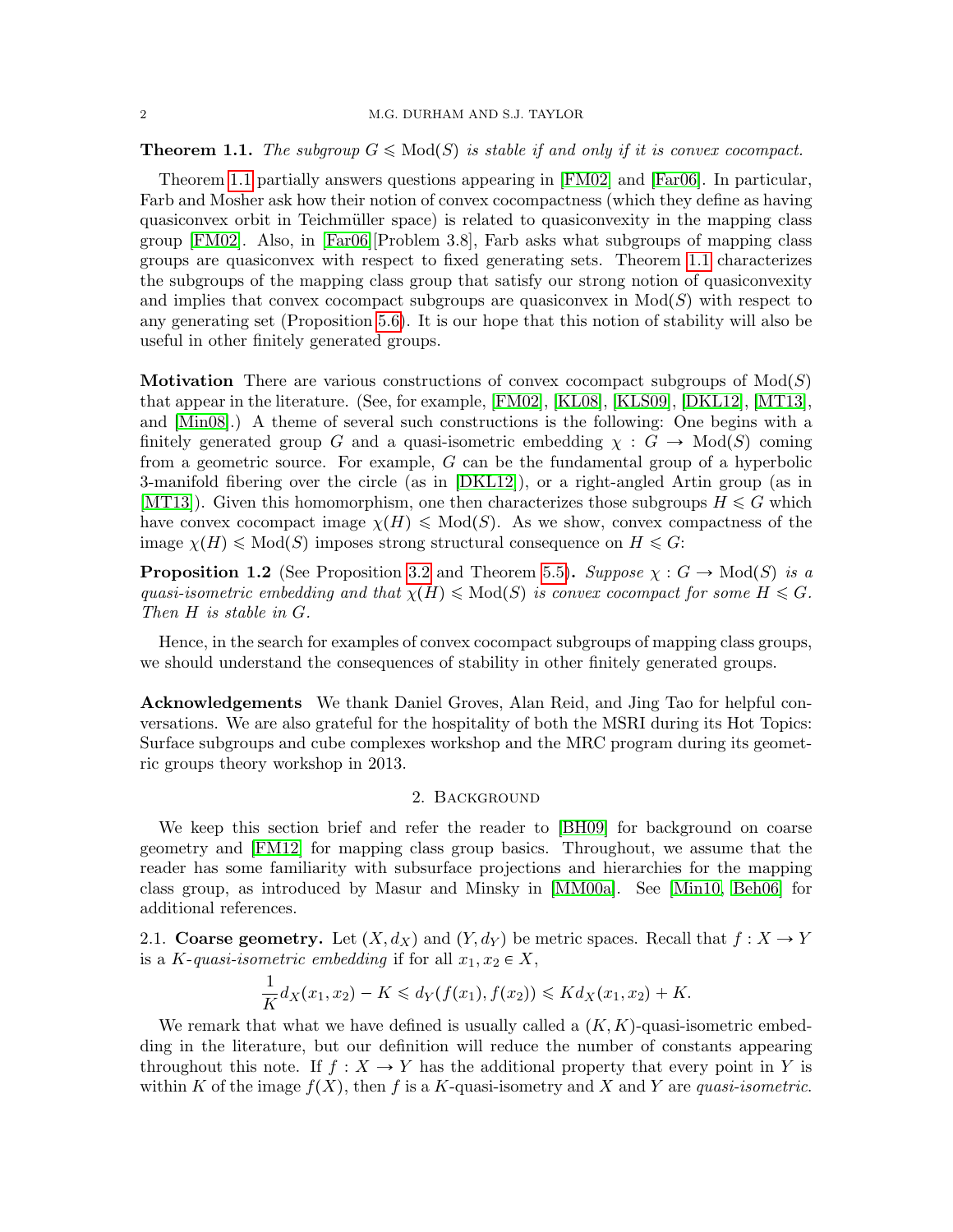**Theorem 1.1.** *The subgroup $G \leqslant \mathrm{Mod}(S)$ is stable if and only if it is convex cocompact.*

Theorem 1.1 partially answers questions appearing in [FM02] and [Far06]. In particular, Farb and Mosher ask how their notion of convex cocompactness (which they define as having quasiconvex orbit in Teichmüller space) is related to quasiconvexity in the mapping class group [FM02]. Also, in [Far06][Problem 3.8], Farb asks what subgroups of mapping class groups are quasiconvex with respect to fixed generating sets. Theorem 1.1 characterizes the subgroups of the mapping class group that satisfy our strong notion of quasiconvexity and implies that convex cocompact subgroups are quasiconvex in $\mathrm{Mod}(S)$ with respect to any generating set (Proposition 5.6). It is our hope that this notion of stability will also be useful in other finitely generated groups.

**Motivation** There are various constructions of convex cocompact subgroups of $\mathrm{Mod}(S)$ that appear in the literature. (See, for example, [FM02], [KL08], [KLS09], [DKL12], [MT13], and [Min08].) A theme of several such constructions is the following: One begins with a finitely generated group $G$ and a quasi-isometric embedding $\chi : G \to \mathrm{Mod}(S)$ coming from a geometric source. For example, $G$ can be the fundamental group of a hyperbolic 3-manifold fibering over the circle (as in [DKL12]), or a right-angled Artin group (as in [MT13]). Given this homomorphism, one then characterizes those subgroups $H \leqslant G$ which have convex cocompact image $\chi(H) \leqslant \mathrm{Mod}(S)$. As we show, convex compactness of the image $\chi(H) \leqslant \mathrm{Mod}(S)$ imposes strong structural consequence on $H \leqslant G$:

**Proposition 1.2** (See Proposition 3.2 and Theorem 5.5)**.** *Suppose $\chi : G \to \mathrm{Mod}(S)$ is a quasi-isometric embedding and that $\chi(H) \leqslant \mathrm{Mod}(S)$ is convex cocompact for some $H \leqslant G$. Then $H$ is stable in $G$.*

Hence, in the search for examples of convex cocompact subgroups of mapping class groups, we should understand the consequences of stability in other finitely generated groups.

**Acknowledgements** We thank Daniel Groves, Alan Reid, and Jing Tao for helpful conversations. We are also grateful for the hospitality of both the MSRI during its Hot Topics: Surface subgroups and cube complexes workshop and the MRC program during its geometric groups theory workshop in 2013.

## 2. Background

We keep this section brief and refer the reader to [BH09] for background on coarse geometry and [FM12] for mapping class group basics. Throughout, we assume that the reader has some familiarity with subsurface projections and hierarchies for the mapping class group, as introduced by Masur and Minsky in [MM00a]. See [Min10, Beh06] for additional references.

2.1. **Coarse geometry.** Let $(X, d_X)$ and $(Y, d_Y)$ be metric spaces. Recall that $f : X \to Y$ is a *$K$-quasi-isometric embedding* if for all $x_1, x_2 \in X$,

$$\frac{1}{K} d_X(x_1, x_2) - K \leqslant d_Y(f(x_1), f(x_2)) \leqslant K d_X(x_1, x_2) + K.$$

We remark that what we have defined is usually called a $(K, K)$-quasi-isometric embedding in the literature, but our definition will reduce the number of constants appearing throughout this note. If $f : X \to Y$ has the additional property that every point in $Y$ is within $K$ of the image $f(X)$, then $f$ is a $K$-quasi-isometry and $X$ and $Y$ are *quasi-isometric*.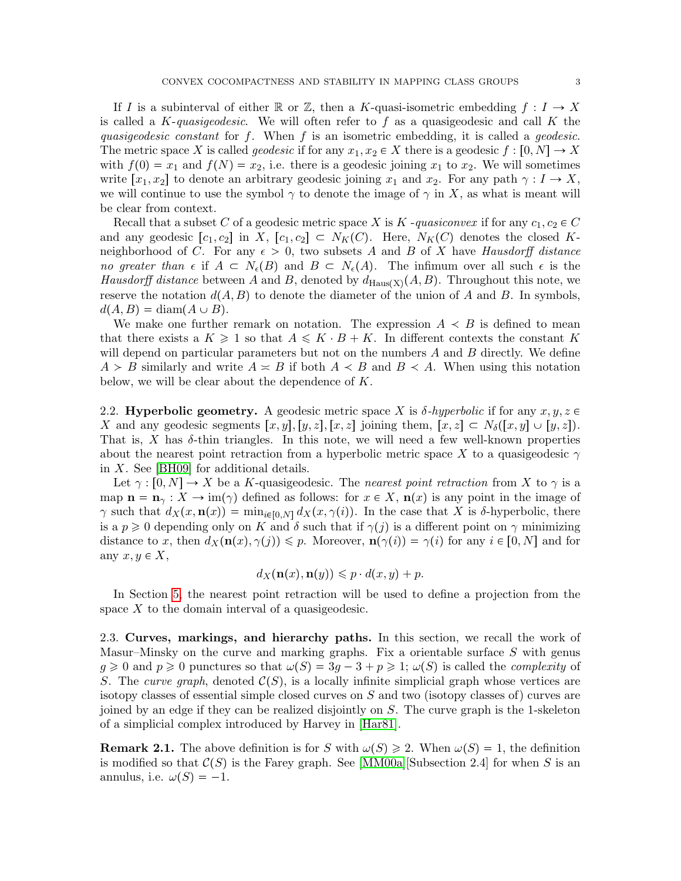If $I$ is a subinterval of either $\mathbb{R}$ or $\mathbb{Z}$, then a $K$-quasi-isometric embedding $f : I \to X$ is called a $K$-*quasigeodesic*. We will often refer to $f$ as a quasigeodesic and call $K$ the *quasigeodesic constant* for $f$. When $f$ is an isometric embedding, it is called a *geodesic*. The metric space $X$ is called *geodesic* if for any $x_1, x_2 \in X$ there is a geodesic $f : [0, N] \to X$ with $f(0) = x_1$ and $f(N) = x_2$, i.e. there is a geodesic joining $x_1$ to $x_2$. We will sometimes write $[x_1, x_2]$ to denote an arbitrary geodesic joining $x_1$ and $x_2$. For any path $\gamma : I \to X$, we will continue to use the symbol $\gamma$ to denote the image of $\gamma$ in $X$, as what is meant will be clear from context.

Recall that a subset $C$ of a geodesic metric space $X$ is $K$ *-quasiconvex* if for any $c_1, c_2 \in C$ and any geodesic $[c_1, c_2]$ in $X$, $[c_1, c_2] \subset N_K(C)$. Here, $N_K(C)$ denotes the closed $K$-neighborhood of $C$. For any $\epsilon > 0$, two subsets $A$ and $B$ of $X$ have *Hausdorff distance no greater than* $\epsilon$ if $A \subset N_\epsilon(B)$ and $B \subset N_\epsilon(A)$. The infimum over all such $\epsilon$ is the *Hausdorff distance* between $A$ and $B$, denoted by $d_{\mathrm{Haus(X)}}(A, B)$. Throughout this note, we reserve the notation $d(A, B)$ to denote the diameter of the union of $A$ and $B$. In symbols, $d(A, B) = \mathrm{diam}(A \cup B)$.

We make one further remark on notation. The expression $A \prec B$ is defined to mean that there exists a $K \geqslant 1$ so that $A \leqslant K \cdot B + K$. In different contexts the constant $K$ will depend on particular parameters but not on the numbers $A$ and $B$ directly. We define $A \succ B$ similarly and write $A \asymp B$ if both $A \prec B$ and $B \prec A$. When using this notation below, we will be clear about the dependence of $K$.

## 2.2. Hyperbolic geometry.

A geodesic metric space $X$ is $\delta$*-hyperbolic* if for any $x, y, z \in X$ and any geodesic segments $[x, y], [y, z], [x, z]$ joining them, $[x, z] \subset N_\delta([x, y] \cup [y, z])$. That is, $X$ has $\delta$-thin triangles. In this note, we will need a few well-known properties about the nearest point retraction from a hyperbolic metric space $X$ to a quasigeodesic $\gamma$ in $X$. See [BH09] for additional details.

Let $\gamma : [0, N] \to X$ be a $K$-quasigeodesic. The *nearest point retraction* from $X$ to $\gamma$ is a map $\mathbf{n} = \mathbf{n}_\gamma : X \to \mathrm{im}(\gamma)$ defined as follows: for $x \in X$, $\mathbf{n}(x)$ is any point in the image of $\gamma$ such that $d_X(x, \mathbf{n}(x)) = \min_{i \in [0,N]} d_X(x, \gamma(i))$. In the case that $X$ is $\delta$-hyperbolic, there is a $p \geqslant 0$ depending only on $K$ and $\delta$ such that if $\gamma(j)$ is a different point on $\gamma$ minimizing distance to $x$, then $d_X(\mathbf{n}(x), \gamma(j)) \leqslant p$. Moreover, $\mathbf{n}(\gamma(i)) = \gamma(i)$ for any $i \in [0, N]$ and for any $x, y \in X$,

$$d_X(\mathbf{n}(x), \mathbf{n}(y)) \leqslant p \cdot d(x, y) + p.$$

In Section 5, the nearest point retraction will be used to define a projection from the space $X$ to the domain interval of a quasigeodesic.

## 2.3. Curves, markings, and hierarchy paths.

In this section, we recall the work of Masur–Minsky on the curve and marking graphs. Fix a orientable surface $S$ with genus $g \geqslant 0$ and $p \geqslant 0$ punctures so that $\omega(S) = 3g - 3 + p \geqslant 1$; $\omega(S)$ is called the *complexity* of $S$. The *curve graph*, denoted $\mathcal{C}(S)$, is a locally infinite simplicial graph whose vertices are isotopy classes of essential simple closed curves on $S$ and two (isotopy classes of) curves are joined by an edge if they can be realized disjointly on $S$. The curve graph is the 1-skeleton of a simplicial complex introduced by Harvey in [Har81].

**Remark 2.1.** The above definition is for $S$ with $\omega(S) \geqslant 2$. When $\omega(S) = 1$, the definition is modified so that $\mathcal{C}(S)$ is the Farey graph. See [MM00a][Subsection 2.4] for when $S$ is an annulus, i.e. $\omega(S) = -1$.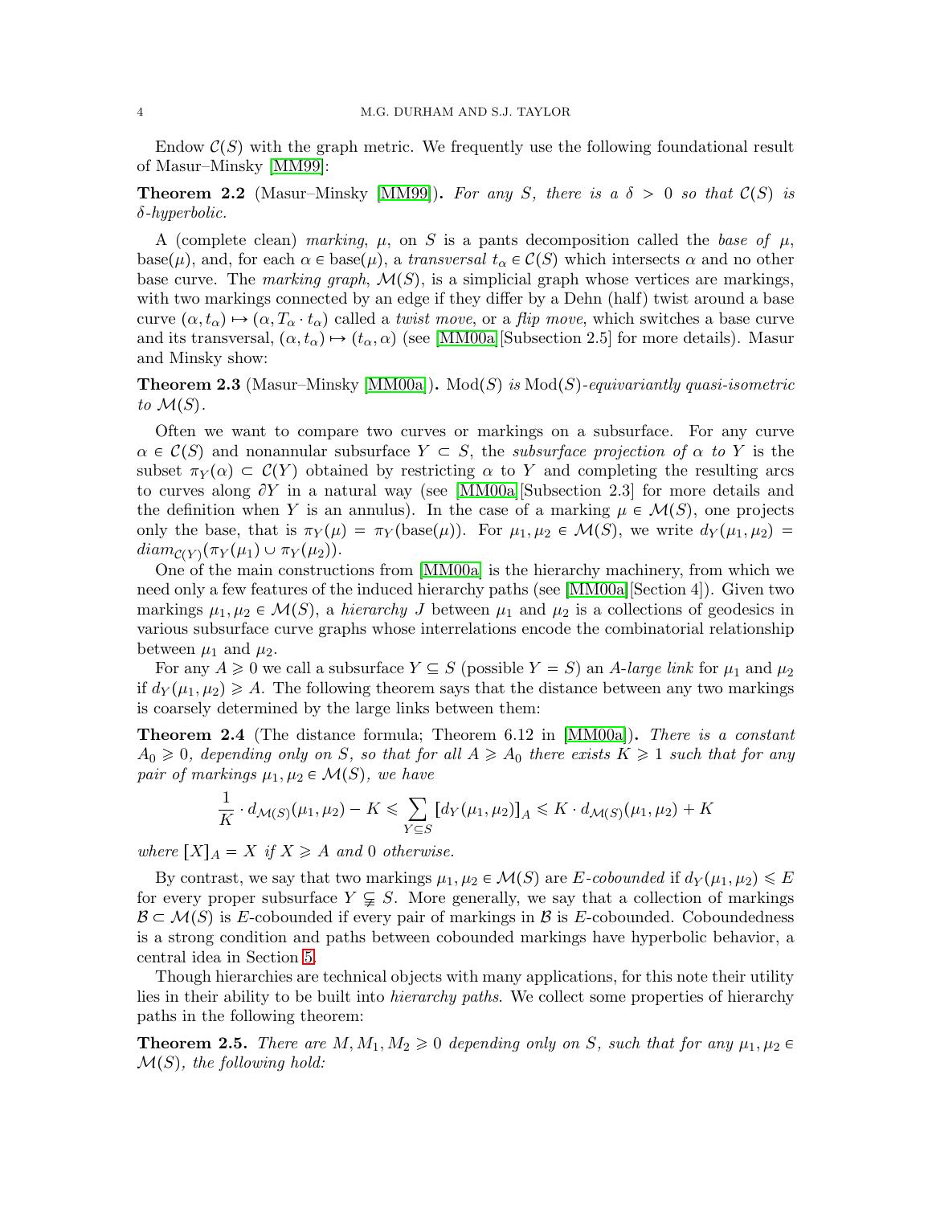Endow $\mathcal{C}(S)$ with the graph metric. We frequently use the following foundational result of Masur–Minsky [MM99]:

**Theorem 2.2** (Masur–Minsky [MM99]). *For any $S$, there is a $\delta > 0$ so that $\mathcal{C}(S)$ is $\delta$-hyperbolic.*

A (complete clean) *marking*, $\mu$, on $S$ is a pants decomposition called the *base of* $\mu$, $\mathrm{base}(\mu)$, and, for each $\alpha \in \mathrm{base}(\mu)$, a *transversal* $t_\alpha \in \mathcal{C}(S)$ which intersects $\alpha$ and no other base curve. The *marking graph*, $\mathcal{M}(S)$, is a simplicial graph whose vertices are markings, with two markings connected by an edge if they differ by a Dehn (half) twist around a base curve $(\alpha, t_\alpha) \mapsto (\alpha, T_\alpha \cdot t_\alpha)$ called a *twist move*, or a *flip move*, which switches a base curve and its transversal, $(\alpha, t_\alpha) \mapsto (t_\alpha, \alpha)$ (see [MM00a][Subsection 2.5] for more details). Masur and Minsky show:

**Theorem 2.3** (Masur–Minsky [MM00a]). *$\mathrm{Mod}(S)$ is $\mathrm{Mod}(S)$-equivariantly quasi-isometric to $\mathcal{M}(S)$.*

Often we want to compare two curves or markings on a subsurface. For any curve $\alpha \in \mathcal{C}(S)$ and nonannular subsurface $Y \subset S$, the *subsurface projection of $\alpha$ to $Y$* is the subset $\pi_Y(\alpha) \subset \mathcal{C}(Y)$ obtained by restricting $\alpha$ to $Y$ and completing the resulting arcs to curves along $\partial Y$ in a natural way (see [MM00a][Subsection 2.3] for more details and the definition when $Y$ is an annulus). In the case of a marking $\mu \in \mathcal{M}(S)$, one projects only the base, that is $\pi_Y(\mu) = \pi_Y(\mathrm{base}(\mu))$. For $\mu_1, \mu_2 \in \mathcal{M}(S)$, we write $d_Y(\mu_1, \mu_2) = diam_{\mathcal{C}(Y)}(\pi_Y(\mu_1) \cup \pi_Y(\mu_2))$.

One of the main constructions from [MM00a] is the hierarchy machinery, from which we need only a few features of the induced hierarchy paths (see [MM00a][Section 4]). Given two markings $\mu_1, \mu_2 \in \mathcal{M}(S)$, a *hierarchy* $J$ between $\mu_1$ and $\mu_2$ is a collections of geodesics in various subsurface curve graphs whose interrelations encode the combinatorial relationship between $\mu_1$ and $\mu_2$.

For any $A \geqslant 0$ we call a subsurface $Y \subseteq S$ (possible $Y = S$) an *$A$-large link* for $\mu_1$ and $\mu_2$ if $d_Y(\mu_1, \mu_2) \geqslant A$. The following theorem says that the distance between any two markings is coarsely determined by the large links between them:

**Theorem 2.4** (The distance formula; Theorem 6.12 in [MM00a]). *There is a constant $A_0 \geqslant 0$, depending only on $S$, so that for all $A \geqslant A_0$ there exists $K \geqslant 1$ such that for any pair of markings $\mu_1, \mu_2 \in \mathcal{M}(S)$, we have*

$$\frac{1}{K} \cdot d_{\mathcal{M}(S)}(\mu_1, \mu_2) - K \leqslant \sum_{Y \subseteq S} [d_Y(\mu_1, \mu_2)]_A \leqslant K \cdot d_{\mathcal{M}(S)}(\mu_1, \mu_2) + K$$

*where $[X]_A = X$ if $X \geqslant A$ and $0$ otherwise.*

By contrast, we say that two markings $\mu_1, \mu_2 \in \mathcal{M}(S)$ are *$E$-cobounded* if $d_Y(\mu_1, \mu_2) \leqslant E$ for every proper subsurface $Y \subsetneq S$. More generally, we say that a collection of markings $\mathcal{B} \subset \mathcal{M}(S)$ is $E$-cobounded if every pair of markings in $\mathcal{B}$ is $E$-cobounded. Coboundedness is a strong condition and paths between cobounded markings have hyperbolic behavior, a central idea in Section 5.

Though hierarchies are technical objects with many applications, for this note their utility lies in their ability to be built into *hierarchy paths*. We collect some properties of hierarchy paths in the following theorem:

**Theorem 2.5.** *There are $M, M_1, M_2 \geqslant 0$ depending only on $S$, such that for any $\mu_1, \mu_2 \in \mathcal{M}(S)$, the following hold:*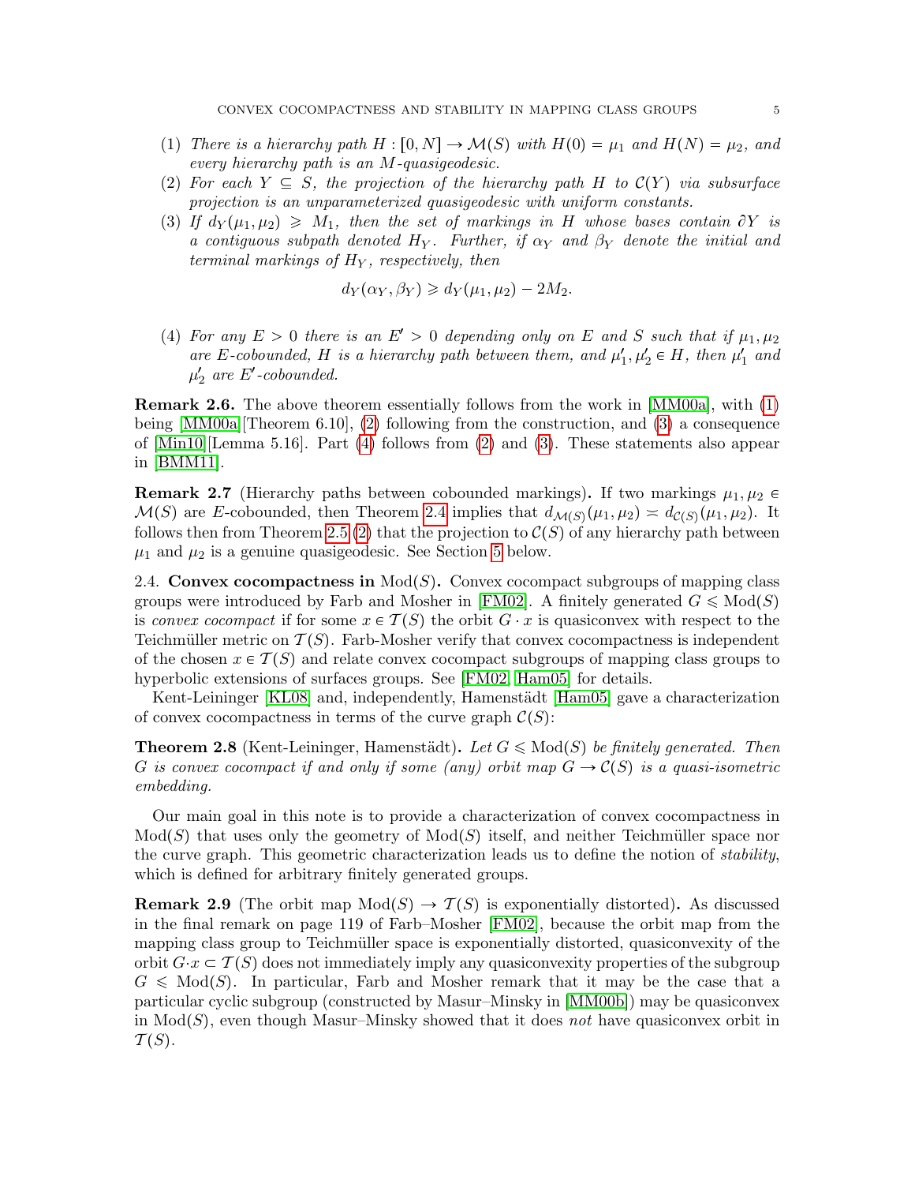(1) *There is a hierarchy path $H : [0, N] \to \mathcal{M}(S)$ with $H(0) = \mu_1$ and $H(N) = \mu_2$, and every hierarchy path is an $M$-quasigeodesic.*
(2) *For each $Y \subseteq S$, the projection of the hierarchy path $H$ to $\mathcal{C}(Y)$ via subsurface projection is an unparameterized quasigeodesic with uniform constants.*
(3) *If $d_Y(\mu_1, \mu_2) \geqslant M_1$, then the set of markings in $H$ whose bases contain $\partial Y$ is a contiguous subpath denoted $H_Y$. Further, if $\alpha_Y$ and $\beta_Y$ denote the initial and terminal markings of $H_Y$, respectively, then*

$$d_Y(\alpha_Y, \beta_Y) \geqslant d_Y(\mu_1, \mu_2) - 2M_2.$$

(4) *For any $E > 0$ there is an $E' > 0$ depending only on $E$ and $S$ such that if $\mu_1, \mu_2$ are $E$-cobounded, $H$ is a hierarchy path between them, and $\mu_1', \mu_2' \in H$, then $\mu_1'$ and $\mu_2'$ are $E'$-cobounded.*

**Remark 2.6.** The above theorem essentially follows from the work in [MM00a], with (1) being [MM00a][Theorem 6.10], (2) following from the construction, and (3) a consequence of [Min10][Lemma 5.16]. Part (4) follows from (2) and (3). These statements also appear in [BMM11].

**Remark 2.7** (Hierarchy paths between cobounded markings)**.** If two markings $\mu_1, \mu_2 \in \mathcal{M}(S)$ are $E$-cobounded, then Theorem 2.4 implies that $d_{\mathcal{M}(S)}(\mu_1, \mu_2) \asymp d_{\mathcal{C}(S)}(\mu_1, \mu_2)$. It follows then from Theorem 2.5 (2) that the projection to $\mathcal{C}(S)$ of any hierarchy path between $\mu_1$ and $\mu_2$ is a genuine quasigeodesic. See Section 5 below.

2.4. **Convex cocompactness in** $\mathrm{Mod}(S)$**.** Convex cocompact subgroups of mapping class groups were introduced by Farb and Mosher in [FM02]. A finitely generated $G \leqslant \mathrm{Mod}(S)$ is *convex cocompact* if for some $x \in \mathcal{T}(S)$ the orbit $G \cdot x$ is quasiconvex with respect to the Teichmüller metric on $\mathcal{T}(S)$. Farb-Mosher verify that convex cocompactness is independent of the chosen $x \in \mathcal{T}(S)$ and relate convex cocompact subgroups of mapping class groups to hyperbolic extensions of surfaces groups. See [FM02, Ham05] for details.

Kent-Leininger [KL08] and, independently, Hamenstädt [Ham05] gave a characterization of convex cocompactness in terms of the curve graph $\mathcal{C}(S)$:

**Theorem 2.8** (Kent-Leininger, Hamenstädt)**.** *Let $G \leqslant \mathrm{Mod}(S)$ be finitely generated. Then $G$ is convex cocompact if and only if some (any) orbit map $G \to \mathcal{C}(S)$ is a quasi-isometric embedding.*

Our main goal in this note is to provide a characterization of convex cocompactness in $\mathrm{Mod}(S)$ that uses only the geometry of $\mathrm{Mod}(S)$ itself, and neither Teichmüller space nor the curve graph. This geometric characterization leads us to define the notion of *stability*, which is defined for arbitrary finitely generated groups.

**Remark 2.9** (The orbit map $\mathrm{Mod}(S) \to \mathcal{T}(S)$ is exponentially distorted)**.** As discussed in the final remark on page 119 of Farb–Mosher [FM02], because the orbit map from the mapping class group to Teichmüller space is exponentially distorted, quasiconvexity of the orbit $G \cdot x \subset \mathcal{T}(S)$ does not immediately imply any quasiconvexity properties of the subgroup $G \leqslant \mathrm{Mod}(S)$. In particular, Farb and Mosher remark that it may be the case that a particular cyclic subgroup (constructed by Masur–Minsky in [MM00b]) may be quasiconvex in $\mathrm{Mod}(S)$, even though Masur–Minsky showed that it does *not* have quasiconvex orbit in $\mathcal{T}(S)$.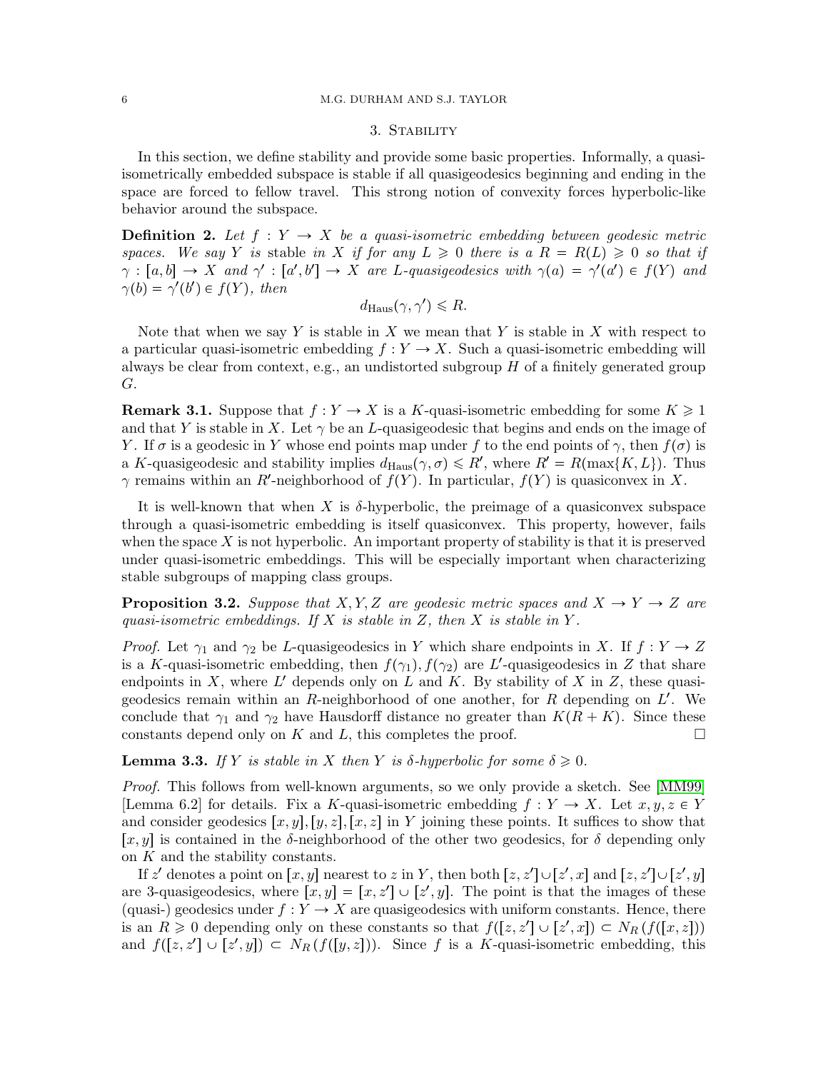## 3. Stability

In this section, we define stability and provide some basic properties. Informally, a quasi-isometrically embedded subspace is stable if all quasigeodesics beginning and ending in the space are forced to fellow travel. This strong notion of convexity forces hyperbolic-like behavior around the subspace.

**Definition 2.** *Let $f : Y \to X$ be a quasi-isometric embedding between geodesic metric spaces. We say $Y$ is* stable *in $X$ if for any $L \geqslant 0$ there is a $R = R(L) \geqslant 0$ so that if $\gamma : [a,b] \to X$ and $\gamma' : [a',b'] \to X$ are $L$-quasigeodesics with $\gamma(a) = \gamma'(a') \in f(Y)$ and $\gamma(b) = \gamma'(b') \in f(Y)$, then*

$$d_{\mathrm{Haus}}(\gamma, \gamma') \leqslant R.$$

Note that when we say $Y$ is stable in $X$ we mean that $Y$ is stable in $X$ with respect to a particular quasi-isometric embedding $f : Y \to X$. Such a quasi-isometric embedding will always be clear from context, e.g., an undistorted subgroup $H$ of a finitely generated group $G$.

**Remark 3.1.** Suppose that $f : Y \to X$ is a $K$-quasi-isometric embedding for some $K \geqslant 1$ and that $Y$ is stable in $X$. Let $\gamma$ be an $L$-quasigeodesic that begins and ends on the image of $Y$. If $\sigma$ is a geodesic in $Y$ whose end points map under $f$ to the end points of $\gamma$, then $f(\sigma)$ is a $K$-quasigeodesic and stability implies $d_{\mathrm{Haus}}(\gamma, \sigma) \leqslant R'$, where $R' = R(\max\{K, L\})$. Thus $\gamma$ remains within an $R'$-neighborhood of $f(Y)$. In particular, $f(Y)$ is quasiconvex in $X$.

It is well-known that when $X$ is $\delta$-hyperbolic, the preimage of a quasiconvex subspace through a quasi-isometric embedding is itself quasiconvex. This property, however, fails when the space $X$ is not hyperbolic. An important property of stability is that it is preserved under quasi-isometric embeddings. This will be especially important when characterizing stable subgroups of mapping class groups.

**Proposition 3.2.** *Suppose that $X, Y, Z$ are geodesic metric spaces and $X \to Y \to Z$ are quasi-isometric embeddings. If $X$ is stable in $Z$, then $X$ is stable in $Y$.*

*Proof.* Let $\gamma_1$ and $\gamma_2$ be $L$-quasigeodesics in $Y$ which share endpoints in $X$. If $f : Y \to Z$ is a $K$-quasi-isometric embedding, then $f(\gamma_1), f(\gamma_2)$ are $L'$-quasigeodesics in $Z$ that share endpoints in $X$, where $L'$ depends only on $L$ and $K$. By stability of $X$ in $Z$, these quasigeodesics remain within an $R$-neighborhood of one another, for $R$ depending on $L'$. We conclude that $\gamma_1$ and $\gamma_2$ have Hausdorff distance no greater than $K(R + K)$. Since these constants depend only on $K$ and $L$, this completes the proof. $\square$

**Lemma 3.3.** *If $Y$ is stable in $X$ then $Y$ is $\delta$-hyperbolic for some $\delta \geqslant 0$.*

*Proof.* This follows from well-known arguments, so we only provide a sketch. See [MM99] [Lemma 6.2] for details. Fix a $K$-quasi-isometric embedding $f : Y \to X$. Let $x, y, z \in Y$ and consider geodesics $[x,y], [y,z], [x,z]$ in $Y$ joining these points. It suffices to show that $[x,y]$ is contained in the $\delta$-neighborhood of the other two geodesics, for $\delta$ depending only on $K$ and the stability constants.

If $z'$ denotes a point on $[x,y]$ nearest to $z$ in $Y$, then both $[z,z'] \cup [z',x]$ and $[z,z'] \cup [z',y]$ are 3-quasigeodesics, where $[x,y] = [x,z'] \cup [z',y]$. The point is that the images of these (quasi-) geodesics under $f : Y \to X$ are quasigeodesics with uniform constants. Hence, there is an $R \geqslant 0$ depending only on these constants so that $f([z,z'] \cup [z',x]) \subset N_R(f([x,z]))$ and $f([z,z'] \cup [z',y]) \subset N_R(f([y,z]))$. Since $f$ is a $K$-quasi-isometric embedding, this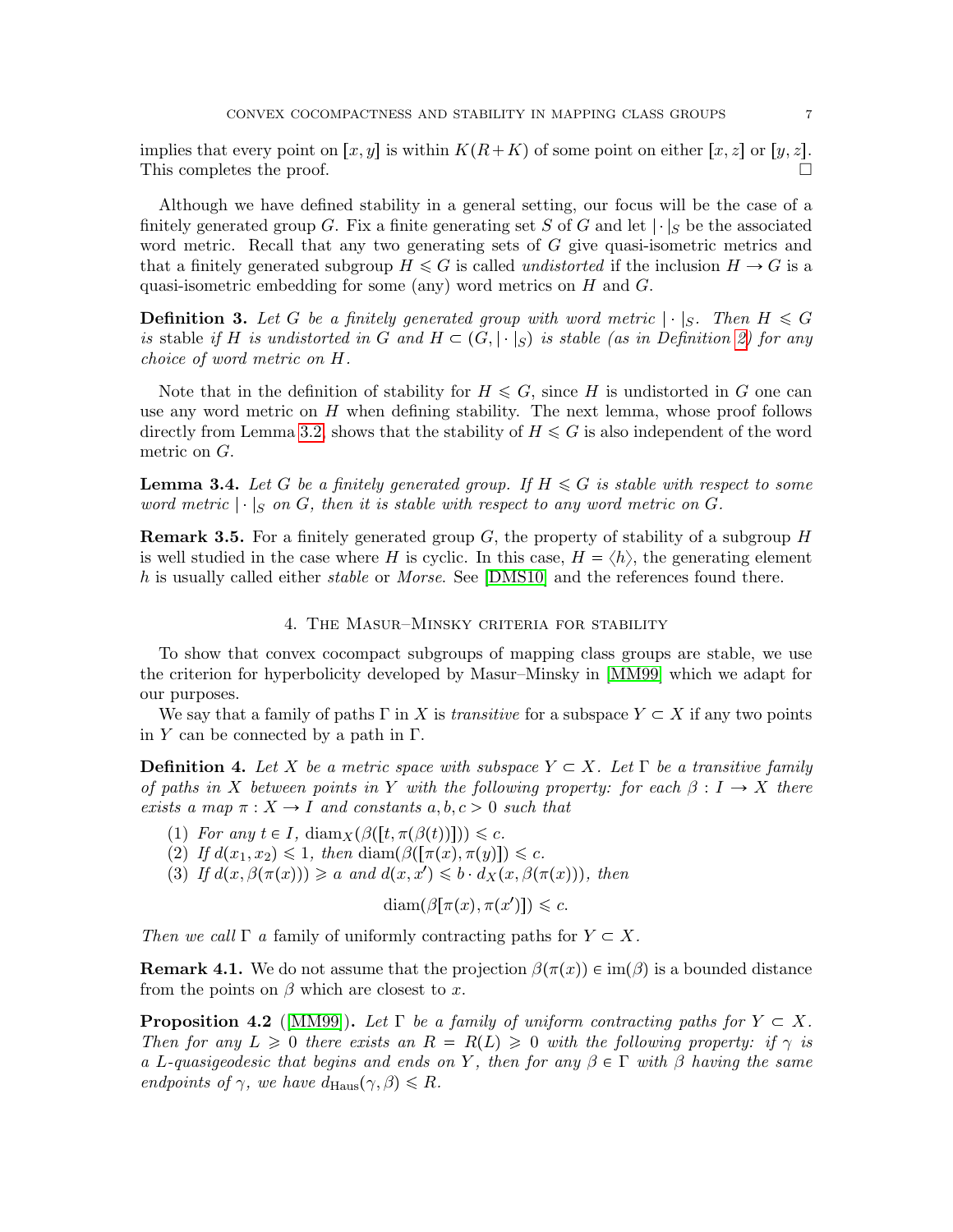implies that every point on $[x, y]$ is within $K(R+K)$ of some point on either $[x, z]$ or $[y, z]$. This completes the proof. $\square$

Although we have defined stability in a general setting, our focus will be the case of a finitely generated group $G$. Fix a finite generating set $S$ of $G$ and let $|\cdot|_S$ be the associated word metric. Recall that any two generating sets of $G$ give quasi-isometric metrics and that a finitely generated subgroup $H \leqslant G$ is called *undistorted* if the inclusion $H \to G$ is a quasi-isometric embedding for some (any) word metrics on $H$ and $G$.

**Definition 3.** *Let $G$ be a finitely generated group with word metric $|\cdot|_S$. Then $H \leqslant G$ is* stable *if $H$ is undistorted in $G$ and $H \subset (G, |\cdot|_S)$ is stable (as in Definition 2) for any choice of word metric on $H$.*

Note that in the definition of stability for $H \leqslant G$, since $H$ is undistorted in $G$ one can use any word metric on $H$ when defining stability. The next lemma, whose proof follows directly from Lemma 3.2, shows that the stability of $H \leqslant G$ is also independent of the word metric on $G$.

**Lemma 3.4.** *Let $G$ be a finitely generated group. If $H \leqslant G$ is stable with respect to some word metric $|\cdot|_S$ on $G$, then it is stable with respect to any word metric on $G$.*

**Remark 3.5.** For a finitely generated group $G$, the property of stability of a subgroup $H$ is well studied in the case where $H$ is cyclic. In this case, $H = \langle h \rangle$, the generating element $h$ is usually called either *stable* or *Morse*. See [DMS10] and the references found there.

## 4. The Masur–Minsky criteria for stability

To show that convex cocompact subgroups of mapping class groups are stable, we use the criterion for hyperbolicity developed by Masur–Minsky in [MM99] which we adapt for our purposes.

We say that a family of paths $\Gamma$ in $X$ is *transitive* for a subspace $Y \subset X$ if any two points in $Y$ can be connected by a path in $\Gamma$.

**Definition 4.** *Let $X$ be a metric space with subspace $Y \subset X$. Let $\Gamma$ be a transitive family of paths in $X$ between points in $Y$ with the following property: for each $\beta : I \to X$ there exists a map $\pi : X \to I$ and constants $a, b, c > 0$ such that*

1. *For any $t \in I$, $\operatorname{diam}_X(\beta([t, \pi(\beta(t))])) \leqslant c$.*
2. *If $d(x_1, x_2) \leqslant 1$, then $\operatorname{diam}(\beta([\pi(x), \pi(y)]) \leqslant c$.*
3. *If $d(x, \beta(\pi(x))) \geqslant a$ and $d(x, x') \leqslant b \cdot d_X(x, \beta(\pi(x)))$, then*

$$\operatorname{diam}(\beta[\pi(x), \pi(x')]) \leqslant c.$$

*Then we call $\Gamma$ a* family of uniformly contracting paths *for $Y \subset X$.*

**Remark 4.1.** We do not assume that the projection $\beta(\pi(x)) \in \operatorname{im}(\beta)$ is a bounded distance from the points on $\beta$ which are closest to $x$.

**Proposition 4.2** ([MM99])**.** *Let $\Gamma$ be a family of uniform contracting paths for $Y \subset X$. Then for any $L \geqslant 0$ there exists an $R = R(L) \geqslant 0$ with the following property: if $\gamma$ is a $L$-quasigeodesic that begins and ends on $Y$, then for any $\beta \in \Gamma$ with $\beta$ having the same endpoints of $\gamma$, we have $d_{\text{Haus}}(\gamma, \beta) \leqslant R$.*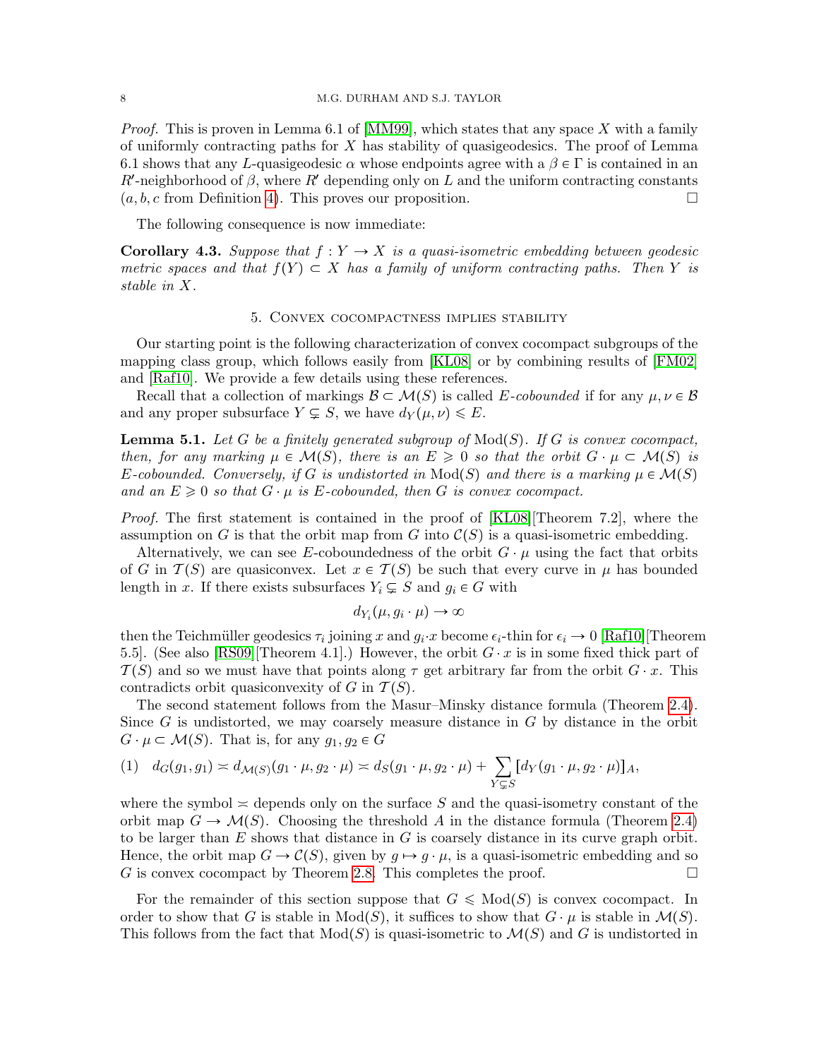*Proof.* This is proven in Lemma 6.1 of [MM99], which states that any space $X$ with a family of uniformly contracting paths for $X$ has stability of quasigeodesics. The proof of Lemma 6.1 shows that any $L$-quasigeodesic $\alpha$ whose endpoints agree with a $\beta \in \Gamma$ is contained in an $R'$-neighborhood of $\beta$, where $R'$ depending only on $L$ and the uniform contracting constants ($a, b, c$ from Definition 4). This proves our proposition. □

The following consequence is now immediate:

**Corollary 4.3.** *Suppose that $f : Y \to X$ is a quasi-isometric embedding between geodesic metric spaces and that $f(Y) \subset X$ has a family of uniform contracting paths. Then $Y$ is stable in $X$.*

## 5. Convex cocompactness implies stability

Our starting point is the following characterization of convex cocompact subgroups of the mapping class group, which follows easily from [KL08] or by combining results of [FM02] and [Raf10]. We provide a few details using these references.

Recall that a collection of markings $\mathcal{B} \subset \mathcal{M}(S)$ is called *$E$-cobounded* if for any $\mu, \nu \in \mathcal{B}$ and any proper subsurface $Y \subsetneq S$, we have $d_Y(\mu, \nu) \leqslant E$.

**Lemma 5.1.** *Let $G$ be a finitely generated subgroup of $\mathrm{Mod}(S)$. If $G$ is convex cocompact, then, for any marking $\mu \in \mathcal{M}(S)$, there is an $E \geqslant 0$ so that the orbit $G \cdot \mu \subset \mathcal{M}(S)$ is $E$-cobounded. Conversely, if $G$ is undistorted in $\mathrm{Mod}(S)$ and there is a marking $\mu \in \mathcal{M}(S)$ and an $E \geqslant 0$ so that $G \cdot \mu$ is $E$-cobounded, then $G$ is convex cocompact.*

*Proof.* The first statement is contained in the proof of [KL08][Theorem 7.2], where the assumption on $G$ is that the orbit map from $G$ into $\mathcal{C}(S)$ is a quasi-isometric embedding.

Alternatively, we can see $E$-coboundedness of the orbit $G \cdot \mu$ using the fact that orbits of $G$ in $\mathcal{T}(S)$ are quasiconvex. Let $x \in \mathcal{T}(S)$ be such that every curve in $\mu$ has bounded length in $x$. If there exists subsurfaces $Y_i \subsetneq S$ and $g_i \in G$ with

$$d_{Y_i}(\mu, g_i \cdot \mu) \to \infty$$

then the Teichmüller geodesics $\tau_i$ joining $x$ and $g_i \cdot x$ become $\epsilon_i$-thin for $\epsilon_i \to 0$ [Raf10][Theorem 5.5]. (See also [RS09][Theorem 4.1].) However, the orbit $G \cdot x$ is in some fixed thick part of $\mathcal{T}(S)$ and so we must have that points along $\tau$ get arbitrary far from the orbit $G \cdot x$. This contradicts orbit quasiconvexity of $G$ in $\mathcal{T}(S)$.

The second statement follows from the Masur–Minsky distance formula (Theorem 2.4). Since $G$ is undistorted, we may coarsely measure distance in $G$ by distance in the orbit $G \cdot \mu \subset \mathcal{M}(S)$. That is, for any $g_1, g_2 \in G$

$$(1) \quad d_G(g_1, g_1) \asymp d_{\mathcal{M}(S)}(g_1 \cdot \mu, g_2 \cdot \mu) \asymp d_S(g_1 \cdot \mu, g_2 \cdot \mu) + \sum_{Y \subsetneq S} [d_Y(g_1 \cdot \mu, g_2 \cdot \mu)]_A,$$

where the symbol $\asymp$ depends only on the surface $S$ and the quasi-isometry constant of the orbit map $G \to \mathcal{M}(S)$. Choosing the threshold $A$ in the distance formula (Theorem 2.4) to be larger than $E$ shows that distance in $G$ is coarsely distance in its curve graph orbit. Hence, the orbit map $G \to \mathcal{C}(S)$, given by $g \mapsto g \cdot \mu$, is a quasi-isometric embedding and so $G$ is convex cocompact by Theorem 2.8. This completes the proof. □

For the remainder of this section suppose that $G \leqslant \mathrm{Mod}(S)$ is convex cocompact. In order to show that $G$ is stable in $\mathrm{Mod}(S)$, it suffices to show that $G \cdot \mu$ is stable in $\mathcal{M}(S)$. This follows from the fact that $\mathrm{Mod}(S)$ is quasi-isometric to $\mathcal{M}(S)$ and $G$ is undistorted in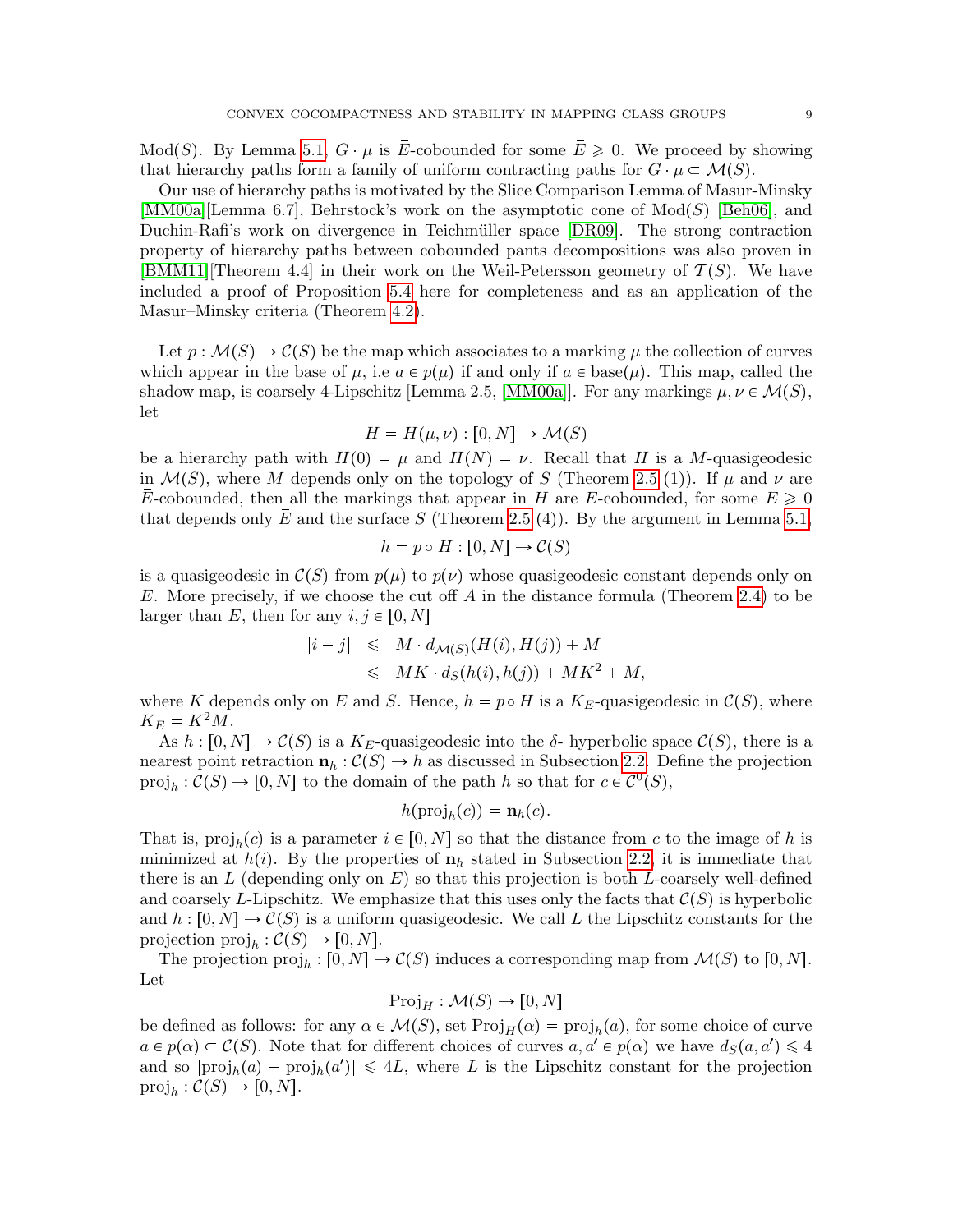Mod($S$). By Lemma 5.1, $G \cdot \mu$ is $\bar{E}$-cobounded for some $\bar{E} \geqslant 0$. We proceed by showing that hierarchy paths form a family of uniform contracting paths for $G \cdot \mu \subset \mathcal{M}(S)$.

Our use of hierarchy paths is motivated by the Slice Comparison Lemma of Masur-Minsky [MM00a][Lemma 6.7], Behrstock's work on the asymptotic cone of Mod($S$) [Beh06], and Duchin-Rafi's work on divergence in Teichmüller space [DR09]. The strong contraction property of hierarchy paths between cobounded pants decompositions was also proven in [BMM11][Theorem 4.4] in their work on the Weil-Petersson geometry of $\mathcal{T}(S)$. We have included a proof of Proposition 5.4 here for completeness and as an application of the Masur–Minsky criteria (Theorem 4.2).

Let $p : \mathcal{M}(S) \to \mathcal{C}(S)$ be the map which associates to a marking $\mu$ the collection of curves which appear in the base of $\mu$, i.e $a \in p(\mu)$ if and only if $a \in \text{base}(\mu)$. This map, called the shadow map, is coarsely 4-Lipschitz [Lemma 2.5, [MM00a]]. For any markings $\mu, \nu \in \mathcal{M}(S)$, let

$$H = H(\mu, \nu) : [0, N] \to \mathcal{M}(S)$$

be a hierarchy path with $H(0) = \mu$ and $H(N) = \nu$. Recall that $H$ is a $M$-quasigeodesic in $\mathcal{M}(S)$, where $M$ depends only on the topology of $S$ (Theorem 2.5 (1)). If $\mu$ and $\nu$ are $\bar{E}$-cobounded, then all the markings that appear in $H$ are $E$-cobounded, for some $E \geqslant 0$ that depends only $\bar{E}$ and the surface $S$ (Theorem 2.5 (4)). By the argument in Lemma 5.1,

$$h = p \circ H : [0, N] \to \mathcal{C}(S)$$

is a quasigeodesic in $\mathcal{C}(S)$ from $p(\mu)$ to $p(\nu)$ whose quasigeodesic constant depends only on $E$. More precisely, if we choose the cut off $A$ in the distance formula (Theorem 2.4) to be larger than $E$, then for any $i, j \in [0, N]$

$$\begin{aligned} |i - j| &\leqslant M \cdot d_{\mathcal{M}(S)}(H(i), H(j)) + M \\ &\leqslant MK \cdot d_S(h(i), h(j)) + MK^2 + M, \end{aligned}$$

where $K$ depends only on $E$ and $S$. Hence, $h = p \circ H$ is a $K_E$-quasigeodesic in $\mathcal{C}(S)$, where $K_E = K^2 M$.

As $h : [0, N] \to \mathcal{C}(S)$ is a $K_E$-quasigeodesic into the $\delta$- hyperbolic space $\mathcal{C}(S)$, there is a nearest point retraction $\mathbf{n}_h : \mathcal{C}(S) \to h$ as discussed in Subsection 2.2. Define the projection $\text{proj}_h : \mathcal{C}(S) \to [0, N]$ to the domain of the path $h$ so that for $c \in \mathcal{C}^0(S)$,

$$h(\text{proj}_h(c)) = \mathbf{n}_h(c).$$

That is, $\text{proj}_h(c)$ is a parameter $i \in [0, N]$ so that the distance from $c$ to the image of $h$ is minimized at $h(i)$. By the properties of $\mathbf{n}_h$ stated in Subsection 2.2, it is immediate that there is an $L$ (depending only on $E$) so that this projection is both $L$-coarsely well-defined and coarsely $L$-Lipschitz. We emphasize that this uses only the facts that $\mathcal{C}(S)$ is hyperbolic and $h : [0, N] \to \mathcal{C}(S)$ is a uniform quasigeodesic. We call $L$ the Lipschitz constants for the projection $\text{proj}_h : \mathcal{C}(S) \to [0, N]$.

The projection $\text{proj}_h : [0, N] \to \mathcal{C}(S)$ induces a corresponding map from $\mathcal{M}(S)$ to $[0, N]$. Let

$$\text{Proj}_H : \mathcal{M}(S) \to [0, N]$$

be defined as follows: for any $\alpha \in \mathcal{M}(S)$, set $\text{Proj}_H(\alpha) = \text{proj}_h(a)$, for some choice of curve $a \in p(\alpha) \subset \mathcal{C}(S)$. Note that for different choices of curves $a, a' \in p(\alpha)$ we have $d_S(a, a') \leqslant 4$ and so $|\text{proj}_h(a) - \text{proj}_h(a')| \leqslant 4L$, where $L$ is the Lipschitz constant for the projection $\text{proj}_h : \mathcal{C}(S) \to [0, N]$.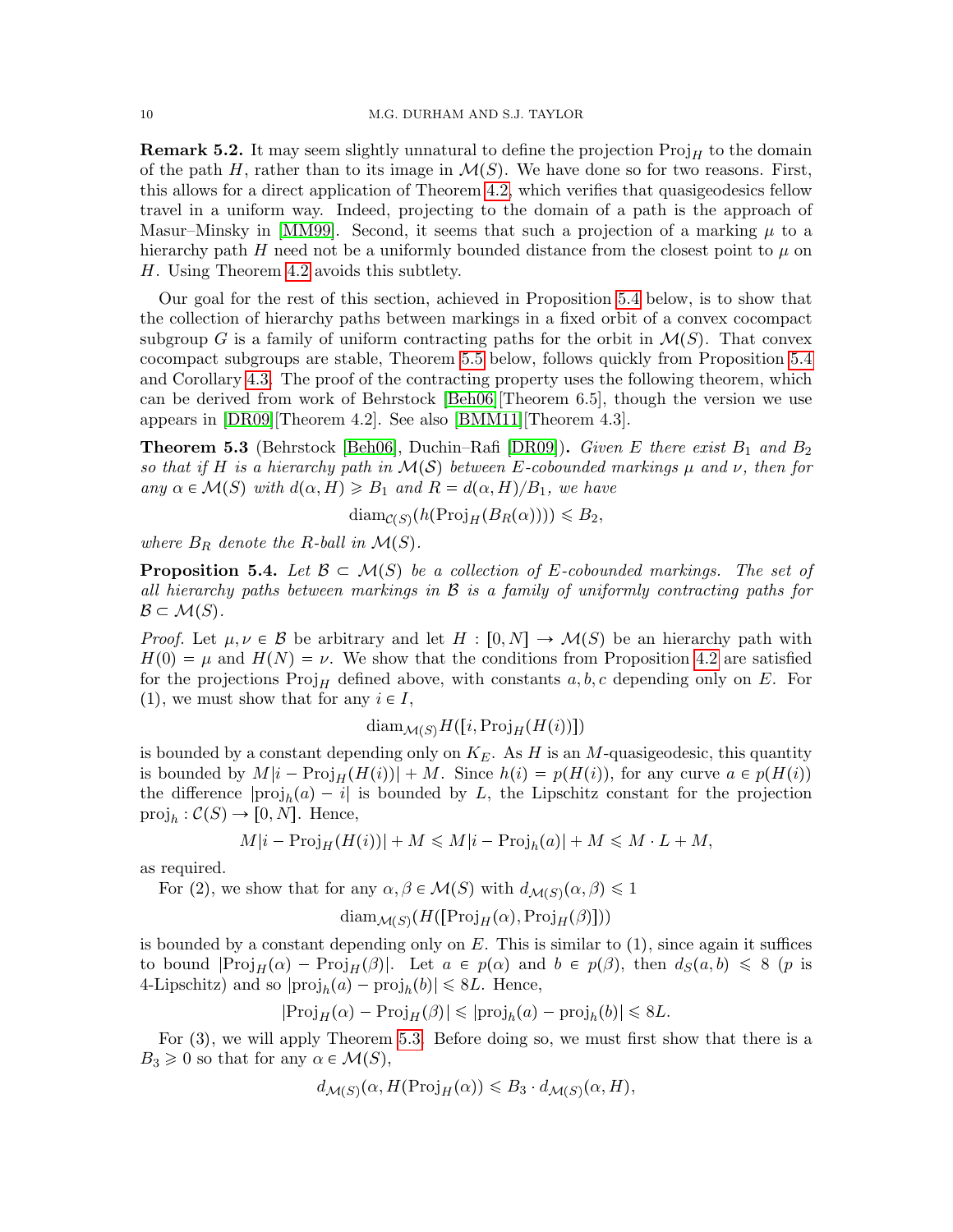**Remark 5.2.** It may seem slightly unnatural to define the projection $\mathrm{Proj}_H$ to the domain of the path $H$, rather than to its image in $\mathcal{M}(S)$. We have done so for two reasons. First, this allows for a direct application of Theorem 4.2, which verifies that quasigeodesics fellow travel in a uniform way. Indeed, projecting to the domain of a path is the approach of Masur–Minsky in [MM99]. Second, it seems that such a projection of a marking $\mu$ to a hierarchy path $H$ need not be a uniformly bounded distance from the closest point to $\mu$ on $H$. Using Theorem 4.2 avoids this subtlety.

Our goal for the rest of this section, achieved in Proposition 5.4 below, is to show that the collection of hierarchy paths between markings in a fixed orbit of a convex cocompact subgroup $G$ is a family of uniform contracting paths for the orbit in $\mathcal{M}(S)$. That convex cocompact subgroups are stable, Theorem 5.5 below, follows quickly from Proposition 5.4 and Corollary 4.3. The proof of the contracting property uses the following theorem, which can be derived from work of Behrstock [Beh06][Theorem 6.5], though the version we use appears in [DR09][Theorem 4.2]. See also [BMM11][Theorem 4.3].

**Theorem 5.3** (Behrstock [Beh06], Duchin–Rafi [DR09])**.** *Given $E$ there exist $B_1$ and $B_2$ so that if $H$ is a hierarchy path in $\mathcal{M}(\mathcal{S})$ between $E$-cobounded markings $\mu$ and $\nu$, then for any $\alpha \in \mathcal{M}(S)$ with $d(\alpha, H) \geqslant B_1$ and $R = d(\alpha, H)/B_1$, we have*

$$\mathrm{diam}_{\mathcal{C}(S)}(h(\mathrm{Proj}_H(B_R(\alpha)))) \leqslant B_2,$$

*where $B_R$ denote the $R$-ball in $\mathcal{M}(S)$.*

**Proposition 5.4.** *Let $\mathcal{B} \subset \mathcal{M}(S)$ be a collection of $E$-cobounded markings. The set of all hierarchy paths between markings in $\mathcal{B}$ is a family of uniformly contracting paths for $\mathcal{B} \subset \mathcal{M}(S)$.*

*Proof.* Let $\mu, \nu \in \mathcal{B}$ be arbitrary and let $H : [0, N] \to \mathcal{M}(S)$ be an hierarchy path with $H(0) = \mu$ and $H(N) = \nu$. We show that the conditions from Proposition 4.2 are satisfied for the projections $\mathrm{Proj}_H$ defined above, with constants $a, b, c$ depending only on $E$. For (1), we must show that for any $i \in I$,

$$\mathrm{diam}_{\mathcal{M}(S)} H([i, \mathrm{Proj}_H(H(i))])$$

is bounded by a constant depending only on $K_E$. As $H$ is an $M$-quasigeodesic, this quantity is bounded by $M|i - \mathrm{Proj}_H(H(i))| + M$. Since $h(i) = p(H(i))$, for any curve $a \in p(H(i))$ the difference $|\mathrm{proj}_h(a) - i|$ is bounded by $L$, the Lipschitz constant for the projection $\mathrm{proj}_h : \mathcal{C}(S) \to [0, N]$. Hence,

$$M|i - \mathrm{Proj}_H(H(i))| + M \leqslant M|i - \mathrm{Proj}_h(a)| + M \leqslant M \cdot L + M,$$

as required.

For (2), we show that for any $\alpha, \beta \in \mathcal{M}(S)$ with $d_{\mathcal{M}(S)}(\alpha, \beta) \leqslant 1$

$$\mathrm{diam}_{\mathcal{M}(S)}(H([\mathrm{Proj}_H(\alpha), \mathrm{Proj}_H(\beta)]))$$

is bounded by a constant depending only on $E$. This is similar to (1), since again it suffices to bound $|\mathrm{Proj}_H(\alpha) - \mathrm{Proj}_H(\beta)|$. Let $a \in p(\alpha)$ and $b \in p(\beta)$, then $d_S(a, b) \leqslant 8$ ($p$ is 4-Lipschitz) and so $|\mathrm{proj}_h(a) - \mathrm{proj}_h(b)| \leqslant 8L$. Hence,

$$|\mathrm{Proj}_H(\alpha) - \mathrm{Proj}_H(\beta)| \leqslant |\mathrm{proj}_h(a) - \mathrm{proj}_h(b)| \leqslant 8L.$$

For (3), we will apply Theorem 5.3. Before doing so, we must first show that there is a $B_3 \geqslant 0$ so that for any $\alpha \in \mathcal{M}(S)$,

$$d_{\mathcal{M}(S)}(\alpha, H(\mathrm{Proj}_H(\alpha)) \leqslant B_3 \cdot d_{\mathcal{M}(S)}(\alpha, H),$$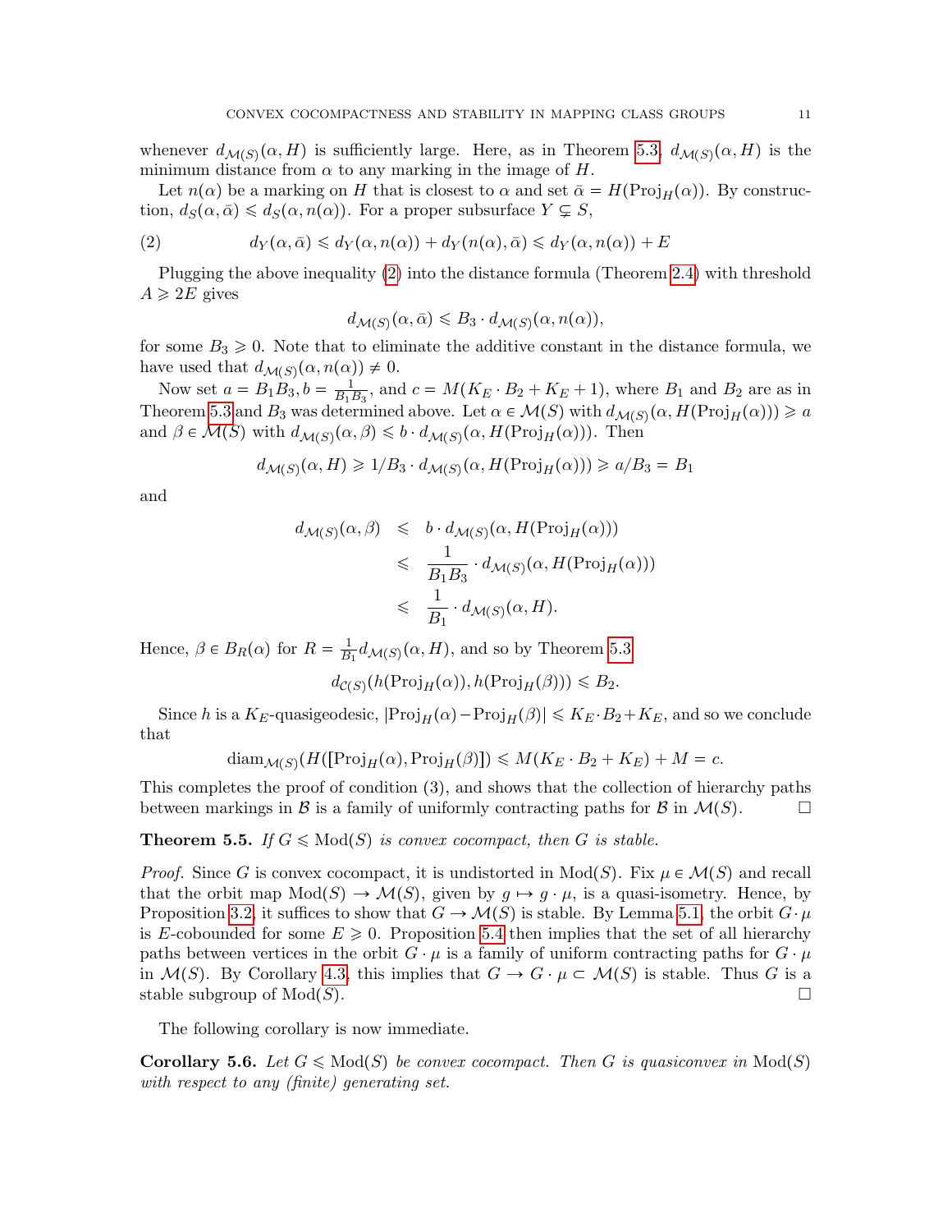whenever $d_{\mathcal{M}(S)}(\alpha, H)$ is sufficiently large. Here, as in Theorem 5.3, $d_{\mathcal{M}(S)}(\alpha, H)$ is the minimum distance from $\alpha$ to any marking in the image of $H$.

Let $n(\alpha)$ be a marking on $H$ that is closest to $\alpha$ and set $\bar{\alpha} = H(\mathrm{Proj}_H(\alpha))$. By construction, $d_S(\alpha, \bar{\alpha}) \leqslant d_S(\alpha, n(\alpha))$. For a proper subsurface $Y \subsetneq S$,

$$d_Y(\alpha, \bar{\alpha}) \leqslant d_Y(\alpha, n(\alpha)) + d_Y(n(\alpha), \bar{\alpha}) \leqslant d_Y(\alpha, n(\alpha)) + E \tag{2}$$

Plugging the above inequality (2) into the distance formula (Theorem 2.4) with threshold $A \geqslant 2E$ gives

$$d_{\mathcal{M}(S)}(\alpha, \bar{\alpha}) \leqslant B_3 \cdot d_{\mathcal{M}(S)}(\alpha, n(\alpha)),$$

for some $B_3 \geqslant 0$. Note that to eliminate the additive constant in the distance formula, we have used that $d_{\mathcal{M}(S)}(\alpha, n(\alpha)) \neq 0$.

Now set $a = B_1 B_3, b = \frac{1}{B_1 B_3}$, and $c = M(K_E \cdot B_2 + K_E + 1)$, where $B_1$ and $B_2$ are as in Theorem 5.3 and $B_3$ was determined above. Let $\alpha \in \mathcal{M}(S)$ with $d_{\mathcal{M}(S)}(\alpha, H(\mathrm{Proj}_H(\alpha))) \geqslant a$ and $\beta \in \mathcal{M}(S)$ with $d_{\mathcal{M}(S)}(\alpha, \beta) \leqslant b \cdot d_{\mathcal{M}(S)}(\alpha, H(\mathrm{Proj}_H(\alpha)))$. Then

$$d_{\mathcal{M}(S)}(\alpha, H) \geqslant 1/B_3 \cdot d_{\mathcal{M}(S)}(\alpha, H(\mathrm{Proj}_H(\alpha))) \geqslant a/B_3 = B_1$$

and

$$\begin{aligned} d_{\mathcal{M}(S)}(\alpha, \beta) &\leqslant b \cdot d_{\mathcal{M}(S)}(\alpha, H(\mathrm{Proj}_H(\alpha))) \\ &\leqslant \frac{1}{B_1 B_3} \cdot d_{\mathcal{M}(S)}(\alpha, H(\mathrm{Proj}_H(\alpha))) \\ &\leqslant \frac{1}{B_1} \cdot d_{\mathcal{M}(S)}(\alpha, H). \end{aligned}$$

Hence, $\beta \in B_R(\alpha)$ for $R = \frac{1}{B_1} d_{\mathcal{M}(S)}(\alpha, H)$, and so by Theorem 5.3

$$d_{\mathcal{C}(S)}(h(\mathrm{Proj}_H(\alpha)), h(\mathrm{Proj}_H(\beta))) \leqslant B_2.$$

Since $h$ is a $K_E$-quasigeodesic, $|\mathrm{Proj}_H(\alpha) - \mathrm{Proj}_H(\beta)| \leqslant K_E \cdot B_2 + K_E$, and so we conclude that

$$\mathrm{diam}_{\mathcal{M}(S)}(H([\mathrm{Proj}_H(\alpha), \mathrm{Proj}_H(\beta)]) \leqslant M(K_E \cdot B_2 + K_E) + M = c.$$

This completes the proof of condition (3), and shows that the collection of hierarchy paths between markings in $\mathcal{B}$ is a family of uniformly contracting paths for $\mathcal{B}$ in $\mathcal{M}(S)$. □

**Theorem 5.5.** *If $G \leqslant \mathrm{Mod}(S)$ is convex cocompact, then $G$ is stable.*

*Proof.* Since $G$ is convex cocompact, it is undistorted in $\mathrm{Mod}(S)$. Fix $\mu \in \mathcal{M}(S)$ and recall that the orbit map $\mathrm{Mod}(S) \to \mathcal{M}(S)$, given by $g \mapsto g \cdot \mu$, is a quasi-isometry. Hence, by Proposition 3.2, it suffices to show that $G \to \mathcal{M}(S)$ is stable. By Lemma 5.1, the orbit $G \cdot \mu$ is $E$-cobounded for some $E \geqslant 0$. Proposition 5.4 then implies that the set of all hierarchy paths between vertices in the orbit $G \cdot \mu$ is a family of uniform contracting paths for $G \cdot \mu$ in $\mathcal{M}(S)$. By Corollary 4.3, this implies that $G \to G \cdot \mu \subset \mathcal{M}(S)$ is stable. Thus $G$ is a stable subgroup of $\mathrm{Mod}(S)$. □

The following corollary is now immediate.

**Corollary 5.6.** *Let $G \leqslant \mathrm{Mod}(S)$ be convex cocompact. Then $G$ is quasiconvex in $\mathrm{Mod}(S)$ with respect to any (finite) generating set.*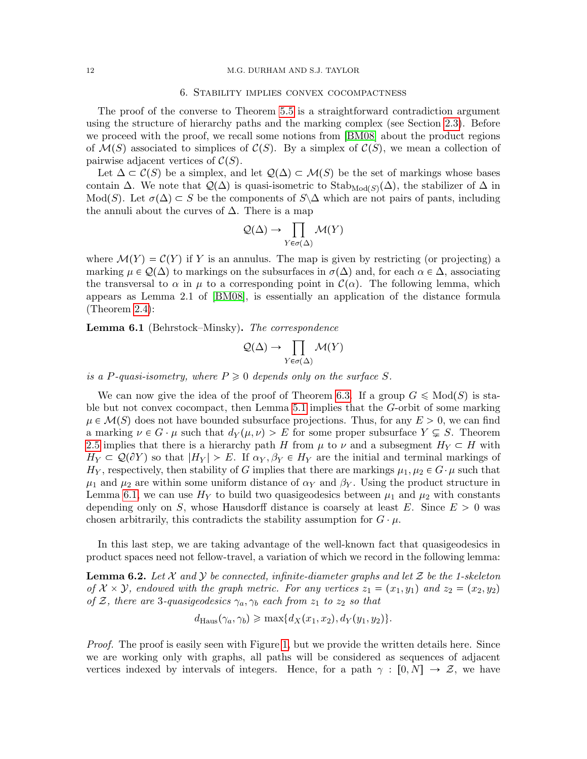## 6. Stability implies convex cocompactness

The proof of the converse to Theorem 5.5 is a straightforward contradiction argument using the structure of hierarchy paths and the marking complex (see Section 2.3). Before we proceed with the proof, we recall some notions from [BM08] about the product regions of $\mathcal{M}(S)$ associated to simplices of $\mathcal{C}(S)$. By a simplex of $\mathcal{C}(S)$, we mean a collection of pairwise adjacent vertices of $\mathcal{C}(S)$.

Let $\Delta \subset \mathcal{C}(S)$ be a simplex, and let $\mathcal{Q}(\Delta) \subset \mathcal{M}(S)$ be the set of markings whose bases contain $\Delta$. We note that $\mathcal{Q}(\Delta)$ is quasi-isometric to $\mathrm{Stab}_{\mathrm{Mod}(S)}(\Delta)$, the stabilizer of $\Delta$ in $\mathrm{Mod}(S)$. Let $\sigma(\Delta) \subset S$ be the components of $S \backslash \Delta$ which are not pairs of pants, including the annuli about the curves of $\Delta$. There is a map

$$\mathcal{Q}(\Delta) \to \prod_{Y \in \sigma(\Delta)} \mathcal{M}(Y)$$

where $\mathcal{M}(Y) = \mathcal{C}(Y)$ if $Y$ is an annulus. The map is given by restricting (or projecting) a marking $\mu \in \mathcal{Q}(\Delta)$ to markings on the subsurfaces in $\sigma(\Delta)$ and, for each $\alpha \in \Delta$, associating the transversal to $\alpha$ in $\mu$ to a corresponding point in $\mathcal{C}(\alpha)$. The following lemma, which appears as Lemma 2.1 of [BM08], is essentially an application of the distance formula (Theorem 2.4):

**Lemma 6.1** (Behrstock–Minsky)**.** *The correspondence*

$$\mathcal{Q}(\Delta) \to \prod_{Y \in \sigma(\Delta)} \mathcal{M}(Y)$$

*is a $P$-quasi-isometry, where $P \geqslant 0$ depends only on the surface $S$.*

We can now give the idea of the proof of Theorem 6.3. If a group $G \leqslant \mathrm{Mod}(S)$ is stable but not convex cocompact, then Lemma 5.1 implies that the $G$-orbit of some marking $\mu \in \mathcal{M}(S)$ does not have bounded subsurface projections. Thus, for any $E > 0$, we can find a marking $\nu \in G \cdot \mu$ such that $d_Y(\mu, \nu) > E$ for some proper subsurface $Y \subsetneq S$. Theorem 2.5 implies that there is a hierarchy path $H$ from $\mu$ to $\nu$ and a subsegment $H_Y \subset H$ with $H_Y \subset \mathcal{Q}(\partial Y)$ so that $|H_Y| > E$. If $\alpha_Y, \beta_Y \in H_Y$ are the initial and terminal markings of $H_Y$, respectively, then stability of $G$ implies that there are markings $\mu_1, \mu_2 \in G \cdot \mu$ such that $\mu_1$ and $\mu_2$ are within some uniform distance of $\alpha_Y$ and $\beta_Y$. Using the product structure in Lemma 6.1, we can use $H_Y$ to build two quasigeodesics between $\mu_1$ and $\mu_2$ with constants depending only on $S$, whose Hausdorff distance is coarsely at least $E$. Since $E > 0$ was chosen arbitrarily, this contradicts the stability assumption for $G \cdot \mu$.

In this last step, we are taking advantage of the well-known fact that quasigeodesics in product spaces need not fellow-travel, a variation of which we record in the following lemma:

**Lemma 6.2.** *Let $\mathcal{X}$ and $\mathcal{Y}$ be connected, infinite-diameter graphs and let $\mathcal{Z}$ be the 1-skeleton of $\mathcal{X} \times \mathcal{Y}$, endowed with the graph metric. For any vertices $z_1 = (x_1, y_1)$ and $z_2 = (x_2, y_2)$ of $\mathcal{Z}$, there are 3-quasigeodesics $\gamma_a, \gamma_b$ each from $z_1$ to $z_2$ so that*

$$d_{\mathrm{Haus}}(\gamma_a, \gamma_b) \geqslant \max\{d_X(x_1, x_2), d_Y(y_1, y_2)\}.$$

*Proof.* The proof is easily seen with Figure 1, but we provide the written details here. Since we are working only with graphs, all paths will be considered as sequences of adjacent vertices indexed by intervals of integers. Hence, for a path $\gamma : [0, N] \to \mathcal{Z}$, we have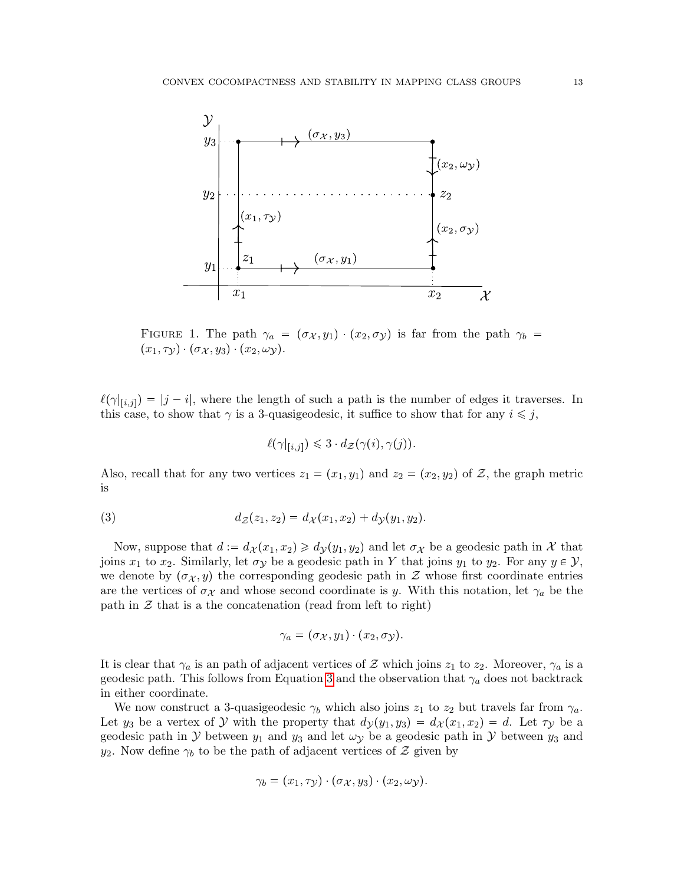$\mathcal{Y}$

$y_3$

$(\sigma_{\mathcal{X}}, y_3)$

$(x_2, \omega_{\mathcal{Y}})$

$y_2$

$z_2$

$(x_1, \tau_{\mathcal{Y}})$

$(x_2, \sigma_{\mathcal{Y}})$

$z_1$

$(\sigma_{\mathcal{X}}, y_1)$

$y_1$

$x_1$

$x_2$

$\mathcal{X}$

FIGURE 1. The path $\gamma_a = (\sigma_{\mathcal{X}}, y_1) \cdot (x_2, \sigma_{\mathcal{Y}})$ is far from the path $\gamma_b = (x_1, \tau_{\mathcal{Y}}) \cdot (\sigma_{\mathcal{X}}, y_3) \cdot (x_2, \omega_{\mathcal{Y}})$.

$\ell(\gamma|_{[i,j]}) = |j - i|$, where the length of such a path is the number of edges it traverses. In this case, to show that $\gamma$ is a 3-quasigeodesic, it suffice to show that for any $i \leqslant j$,

$$\ell(\gamma|_{[i,j]}) \leqslant 3 \cdot d_{\mathcal{Z}}(\gamma(i), \gamma(j)).$$

Also, recall that for any two vertices $z_1 = (x_1, y_1)$ and $z_2 = (x_2, y_2)$ of $\mathcal{Z}$, the graph metric is

$$d_{\mathcal{Z}}(z_1, z_2) = d_{\mathcal{X}}(x_1, x_2) + d_{\mathcal{Y}}(y_1, y_2). \tag{3}$$

Now, suppose that $d := d_{\mathcal{X}}(x_1, x_2) \geqslant d_{\mathcal{Y}}(y_1, y_2)$ and let $\sigma_{\mathcal{X}}$ be a geodesic path in $\mathcal{X}$ that joins $x_1$ to $x_2$. Similarly, let $\sigma_{\mathcal{Y}}$ be a geodesic path in $Y$ that joins $y_1$ to $y_2$. For any $y \in \mathcal{Y}$, we denote by $(\sigma_{\mathcal{X}}, y)$ the corresponding geodesic path in $\mathcal{Z}$ whose first coordinate entries are the vertices of $\sigma_{\mathcal{X}}$ and whose second coordinate is $y$. With this notation, let $\gamma_a$ be the path in $\mathcal{Z}$ that is a the concatenation (read from left to right)

$$\gamma_a = (\sigma_{\mathcal{X}}, y_1) \cdot (x_2, \sigma_{\mathcal{Y}}).$$

It is clear that $\gamma_a$ is an path of adjacent vertices of $\mathcal{Z}$ which joins $z_1$ to $z_2$. Moreover, $\gamma_a$ is a geodesic path. This follows from Equation 3 and the observation that $\gamma_a$ does not backtrack in either coordinate.

We now construct a 3-quasigeodesic $\gamma_b$ which also joins $z_1$ to $z_2$ but travels far from $\gamma_a$. Let $y_3$ be a vertex of $\mathcal{Y}$ with the property that $d_{\mathcal{Y}}(y_1, y_3) = d_{\mathcal{X}}(x_1, x_2) = d$. Let $\tau_{\mathcal{Y}}$ be a geodesic path in $\mathcal{Y}$ between $y_1$ and $y_3$ and let $\omega_{\mathcal{Y}}$ be a geodesic path in $\mathcal{Y}$ between $y_3$ and $y_2$. Now define $\gamma_b$ to be the path of adjacent vertices of $\mathcal{Z}$ given by

$$\gamma_b = (x_1, \tau_{\mathcal{Y}}) \cdot (\sigma_{\mathcal{X}}, y_3) \cdot (x_2, \omega_{\mathcal{Y}}).$$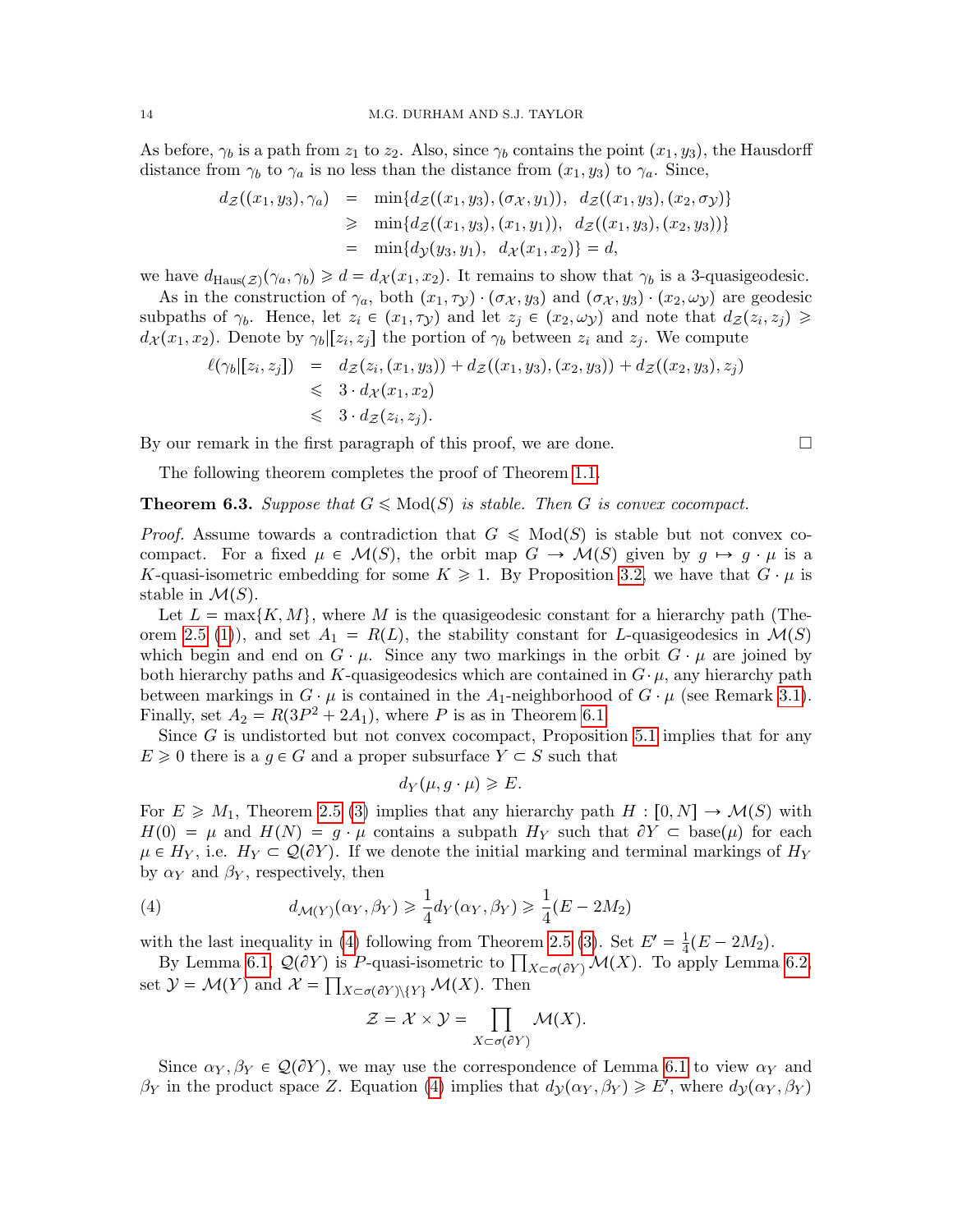As before, $\gamma_b$ is a path from $z_1$ to $z_2$. Also, since $\gamma_b$ contains the point $(x_1, y_3)$, the Hausdorff distance from $\gamma_b$ to $\gamma_a$ is no less than the distance from $(x_1, y_3)$ to $\gamma_a$. Since,

$$
\begin{aligned}
d_{\mathcal{Z}}((x_1,y_3),\gamma_a) &= \min\{d_{\mathcal{Z}}((x_1,y_3),(\sigma_{\mathcal{X}},y_1)),\ \ d_{\mathcal{Z}}((x_1,y_3),(x_2,\sigma_{\mathcal{Y}})\} \\
&\geqslant \min\{d_{\mathcal{Z}}((x_1,y_3),(x_1,y_1)),\ \ d_{\mathcal{Z}}((x_1,y_3),(x_2,y_3))\} \\
&= \min\{d_{\mathcal{Y}}(y_3,y_1),\ \ d_{\mathcal{X}}(x_1,x_2)\} = d,
\end{aligned}
$$

we have $d_{\mathrm{Haus}(\mathcal{Z})}(\gamma_a,\gamma_b) \geqslant d = d_{\mathcal{X}}(x_1,x_2)$. It remains to show that $\gamma_b$ is a 3-quasigeodesic.

As in the construction of $\gamma_a$, both $(x_1,\tau_{\mathcal{Y}})\cdot(\sigma_{\mathcal{X}},y_3)$ and $(\sigma_{\mathcal{X}},y_3)\cdot(x_2,\omega_{\mathcal{Y}})$ are geodesic subpaths of $\gamma_b$. Hence, let $z_i \in (x_1,\tau_{\mathcal{Y}})$ and let $z_j \in (x_2,\omega_{\mathcal{Y}})$ and note that $d_{\mathcal{Z}}(z_i,z_j) \geqslant d_{\mathcal{X}}(x_1,x_2)$. Denote by $\gamma_b|[z_i,z_j]$ the portion of $\gamma_b$ between $z_i$ and $z_j$. We compute

$$
\begin{aligned}
\ell(\gamma_b|[z_i,z_j]) &= d_{\mathcal{Z}}(z_i,(x_1,y_3)) + d_{\mathcal{Z}}((x_1,y_3),(x_2,y_3)) + d_{\mathcal{Z}}((x_2,y_3),z_j) \\
&\leqslant 3\cdot d_{\mathcal{X}}(x_1,x_2) \\
&\leqslant 3\cdot d_{\mathcal{Z}}(z_i,z_j).
\end{aligned}
$$

By our remark in the first paragraph of this proof, we are done. $\square$

The following theorem completes the proof of Theorem 1.1.

**Theorem 6.3.** *Suppose that $G \leqslant \mathrm{Mod}(S)$ is stable. Then $G$ is convex cocompact.*

*Proof.* Assume towards a contradiction that $G \leqslant \mathrm{Mod}(S)$ is stable but not convex cocompact. For a fixed $\mu \in \mathcal{M}(S)$, the orbit map $G \to \mathcal{M}(S)$ given by $g \mapsto g\cdot\mu$ is a $K$-quasi-isometric embedding for some $K \geqslant 1$. By Proposition 3.2, we have that $G\cdot\mu$ is stable in $\mathcal{M}(S)$.

Let $L = \max\{K, M\}$, where $M$ is the quasigeodesic constant for a hierarchy path (Theorem 2.5 (1)), and set $A_1 = R(L)$, the stability constant for $L$-quasigeodesics in $\mathcal{M}(S)$ which begin and end on $G\cdot\mu$. Since any two markings in the orbit $G\cdot\mu$ are joined by both hierarchy paths and $K$-quasigeodesics which are contained in $G\cdot\mu$, any hierarchy path between markings in $G\cdot\mu$ is contained in the $A_1$-neighborhood of $G\cdot\mu$ (see Remark 3.1). Finally, set $A_2 = R(3P^2 + 2A_1)$, where $P$ is as in Theorem 6.1.

Since $G$ is undistorted but not convex cocompact, Proposition 5.1 implies that for any $E \geqslant 0$ there is a $g \in G$ and a proper subsurface $Y \subset S$ such that

$$d_Y(\mu, g\cdot\mu) \geqslant E.$$

For $E \geqslant M_1$, Theorem 2.5 (3) implies that any hierarchy path $H : [0,N] \to \mathcal{M}(S)$ with $H(0) = \mu$ and $H(N) = g\cdot\mu$ contains a subpath $H_Y$ such that $\partial Y \subset \mathrm{base}(\mu)$ for each $\mu \in H_Y$, i.e. $H_Y \subset \mathcal{Q}(\partial Y)$. If we denote the initial marking and terminal markings of $H_Y$ by $\alpha_Y$ and $\beta_Y$, respectively, then

$$d_{\mathcal{M}(Y)}(\alpha_Y,\beta_Y) \geqslant \frac{1}{4}d_Y(\alpha_Y,\beta_Y) \geqslant \frac{1}{4}(E - 2M_2) \tag{4}$$

with the last inequality in (4) following from Theorem 2.5 (3). Set $E' = \frac{1}{4}(E - 2M_2)$.

By Lemma 6.1, $\mathcal{Q}(\partial Y)$ is $P$-quasi-isometric to $\prod_{X\subset\sigma(\partial Y)}\mathcal{M}(X)$. To apply Lemma 6.2, set $\mathcal{Y} = \mathcal{M}(Y)$ and $\mathcal{X} = \prod_{X\subset\sigma(\partial Y)\setminus\{Y\}}\mathcal{M}(X)$. Then

$$\mathcal{Z} = \mathcal{X}\times\mathcal{Y} = \prod_{X\subset\sigma(\partial Y)}\mathcal{M}(X).$$

Since $\alpha_Y, \beta_Y \in \mathcal{Q}(\partial Y)$, we may use the correspondence of Lemma 6.1 to view $\alpha_Y$ and $\beta_Y$ in the product space $Z$. Equation (4) implies that $d_{\mathcal{Y}}(\alpha_Y,\beta_Y) \geqslant E'$, where $d_{\mathcal{Y}}(\alpha_Y,\beta_Y)$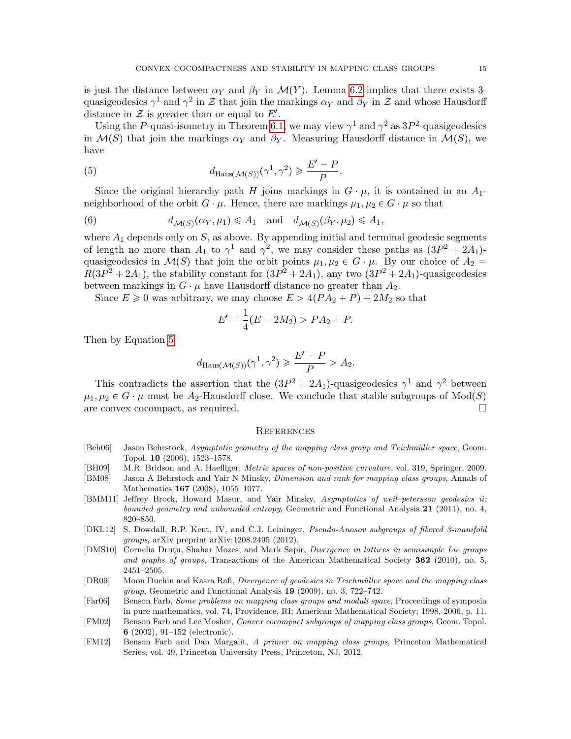is just the distance between $\alpha_Y$ and $\beta_Y$ in $\mathcal{M}(Y)$. Lemma 6.2 implies that there exists 3-quasigeodesics $\gamma^1$ and $\gamma^2$ in $\mathcal{Z}$ that join the markings $\alpha_Y$ and $\beta_Y$ in $\mathcal{Z}$ and whose Hausdorff distance in $\mathcal{Z}$ is greater than or equal to $E'$.

Using the $P$-quasi-isometry in Theorem 6.1, we may view $\gamma^1$ and $\gamma^2$ as $3P^2$-quasigeodesics in $\mathcal{M}(S)$ that join the markings $\alpha_Y$ and $\beta_Y$. Measuring Hausdorff distance in $\mathcal{M}(S)$, we have

$$d_{\mathrm{Haus}(\mathcal{M}(S))}(\gamma^1, \gamma^2) \geqslant \frac{E' - P}{P}. \tag{5}$$

Since the original hierarchy path $H$ joins markings in $G \cdot \mu$, it is contained in an $A_1$-neighborhood of the orbit $G \cdot \mu$. Hence, there are markings $\mu_1, \mu_2 \in G \cdot \mu$ so that

$$d_{\mathcal{M}(S)}(\alpha_Y, \mu_1) \leqslant A_1 \quad \text{and} \quad d_{\mathcal{M}(S)}(\beta_Y, \mu_2) \leqslant A_1, \tag{6}$$

where $A_1$ depends only on $S$, as above. By appending initial and terminal geodesic segments of length no more than $A_1$ to $\gamma^1$ and $\gamma^2$, we may consider these paths as $(3P^2 + 2A_1)$-quasigeodesics in $\mathcal{M}(S)$ that join the orbit points $\mu_1, \mu_2 \in G \cdot \mu$. By our choice of $A_2 = R(3P^2 + 2A_1)$, the stability constant for $(3P^2 + 2A_1)$, any two $(3P^2 + 2A_1)$-quasigeodesics between markings in $G \cdot \mu$ have Hausdorff distance no greater than $A_2$.

Since $E \geqslant 0$ was arbitrary, we may choose $E > 4(PA_2 + P) + 2M_2$ so that

$$E' = \frac{1}{4}(E - 2M_2) > PA_2 + P.$$

Then by Equation 5

$$d_{\mathrm{Haus}(\mathcal{M}(S))}(\gamma^1, \gamma^2) \geqslant \frac{E' - P}{P} > A_2.$$

This contradicts the assertion that the $(3P^2 + 2A_1)$-quasigeodesics $\gamma^1$ and $\gamma^2$ between $\mu_1, \mu_2 \in G \cdot \mu$ must be $A_2$-Hausdorff close. We conclude that stable subgroups of $\mathrm{Mod}(S)$ are convex cocompact, as required. □

## References

[Beh06] Jason Behrstock, *Asymptotic geometry of the mapping class group and Teichmüller space*, Geom. Topol. **10** (2006), 1523–1578.

[BH09] M.R. Bridson and A. Haefliger, *Metric spaces of non-positive curvature*, vol. 319, Springer, 2009.

[BM08] Jason A Behrstock and Yair N Minsky, *Dimension and rank for mapping class groups*, Annals of Mathematics **167** (2008), 1055–1077.

[BMM11] Jeffrey Brock, Howard Masur, and Yair Minsky, *Asymptotics of weil–petersson geodesics ii: bounded geometry and unbounded entropy*, Geometric and Functional Analysis **21** (2011), no. 4, 820–850.

[DKL12] S. Dowdall, R.P. Kent, IV, and C.J. Leininger, *Pseudo-Anosov subgroups of fibered 3-manifold groups*, arXiv preprint arXiv:1208.2495 (2012).

[DMS10] Cornelia Druţu, Shahar Mozes, and Mark Sapir, *Divergence in lattices in semisimple Lie groups and graphs of groups*, Transactions of the American Mathematical Society **362** (2010), no. 5, 2451–2505.

[DR09] Moon Duchin and Kasra Rafi, *Divergence of geodesics in Teichmüller space and the mapping class group*, Geometric and Functional Analysis **19** (2009), no. 3, 722–742.

[Far06] Benson Farb, *Some problems on mapping class groups and moduli space*, Proceedings of symposia in pure mathematics, vol. 74, Providence, RI; American Mathematical Society; 1998, 2006, p. 11.

[FM02] Benson Farb and Lee Mosher, *Convex cocompact subgroups of mapping class groups*, Geom. Topol. **6** (2002), 91–152 (electronic).

[FM12] Benson Farb and Dan Margalit, *A primer on mapping class groups*, Princeton Mathematical Series, vol. 49, Princeton University Press, Princeton, NJ, 2012.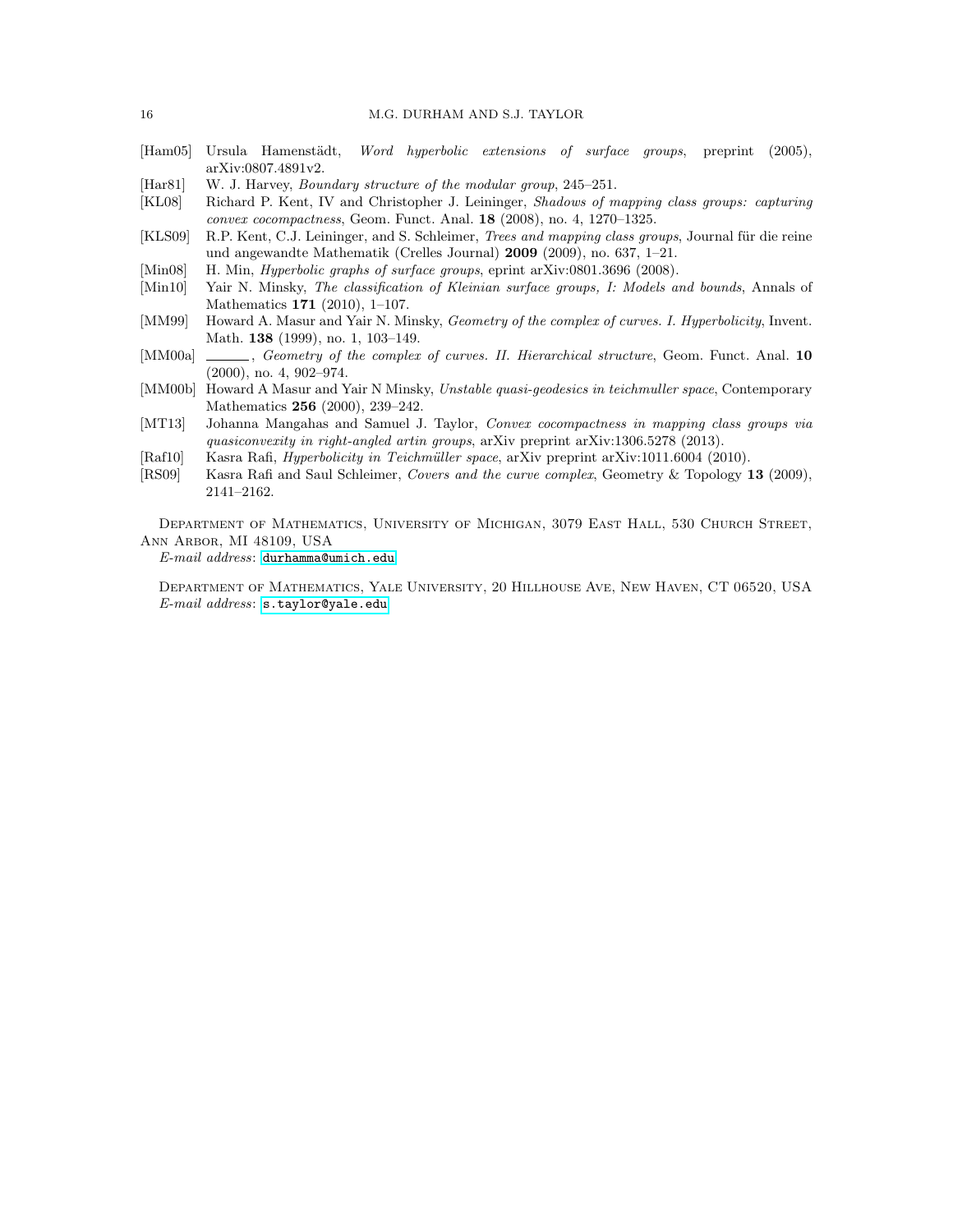[Ham05] Ursula Hamenstädt, *Word hyperbolic extensions of surface groups*, preprint (2005), arXiv:0807.4891v2.

[Har81] W. J. Harvey, *Boundary structure of the modular group*, 245–251.

[KL08] Richard P. Kent, IV and Christopher J. Leininger, *Shadows of mapping class groups: capturing convex cocompactness*, Geom. Funct. Anal. **18** (2008), no. 4, 1270–1325.

[KLS09] R.P. Kent, C.J. Leininger, and S. Schleimer, *Trees and mapping class groups*, Journal für die reine und angewandte Mathematik (Crelles Journal) **2009** (2009), no. 637, 1–21.

[Min08] H. Min, *Hyperbolic graphs of surface groups*, eprint arXiv:0801.3696 (2008).

[Min10] Yair N. Minsky, *The classification of Kleinian surface groups, I: Models and bounds*, Annals of Mathematics **171** (2010), 1–107.

[MM99] Howard A. Masur and Yair N. Minsky, *Geometry of the complex of curves. I. Hyperbolicity*, Invent. Math. **138** (1999), no. 1, 103–149.

[MM00a] ______, *Geometry of the complex of curves. II. Hierarchical structure*, Geom. Funct. Anal. **10** (2000), no. 4, 902–974.

[MM00b] Howard A Masur and Yair N Minsky, *Unstable quasi-geodesics in teichmuller space*, Contemporary Mathematics **256** (2000), 239–242.

[MT13] Johanna Mangahas and Samuel J. Taylor, *Convex cocompactness in mapping class groups via quasiconvexity in right-angled artin groups*, arXiv preprint arXiv:1306.5278 (2013).

[Raf10] Kasra Rafi, *Hyperbolicity in Teichmüller space*, arXiv preprint arXiv:1011.6004 (2010).

[RS09] Kasra Rafi and Saul Schleimer, *Covers and the curve complex*, Geometry & Topology **13** (2009), 2141–2162.

Department of Mathematics, University of Michigan, 3079 East Hall, 530 Church Street, Ann Arbor, MI 48109, USA

*E-mail address*: durhamma@umich.edu

Department of Mathematics, Yale University, 20 Hillhouse Ave, New Haven, CT 06520, USA

*E-mail address*: s.taylor@yale.edu